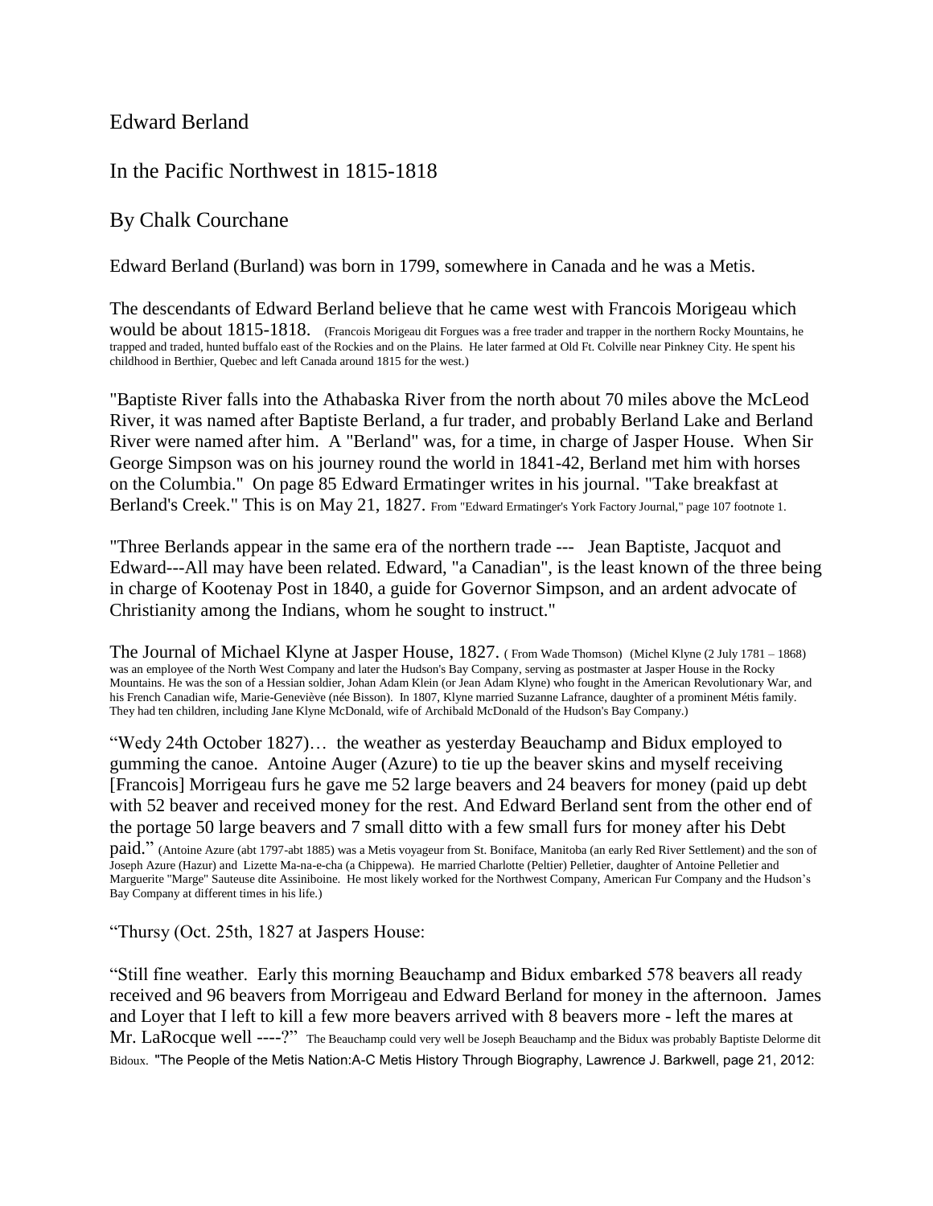# Edward Berland

## In the Pacific Northwest in 1815-1818

### By Chalk Courchane

Edward Berland (Burland) was born in 1799, somewhere in Canada and he was a Metis.

The descendants of Edward Berland believe that he came west with Francois Morigeau which would be about 1815-1818. (Francois Morigeau dit Forgues was a free trader and trapper in the northern Rocky Mountains, he trapped and traded, hunted buffalo east of the Rockies and on the Plains. He later farmed at Old Ft. Colville near Pinkney City. He spent his childhood in Berthier, Quebec and left Canada around 1815 for the west.)

"Baptiste River falls into the Athabaska River from the north about 70 miles above the McLeod River, it was named after Baptiste Berland, a fur trader, and probably Berland Lake and Berland River were named after him. A "Berland" was, for a time, in charge of Jasper House. When Sir George Simpson was on his journey round the world in 1841-42, Berland met him with horses on the Columbia." On page 85 Edward Ermatinger writes in his journal. "Take breakfast at Berland's Creek." This is on May 21, 1827. From "Edward Ermatinger's York Factory Journal," page 107 footnote 1.

"Three Berlands appear in the same era of the northern trade --- Jean Baptiste, Jacquot and Edward---All may have been related. Edward, "a Canadian", is the least known of the three being in charge of Kootenay Post in 1840, a guide for Governor Simpson, and an ardent advocate of Christianity among the Indians, whom he sought to instruct."

The Journal of Michael Klyne at Jasper House, 1827. ( From Wade Thomson) (Michel Klyne (2 July 1781 – 1868) was an employee of the North West Company and later the Hudson's Bay Company, serving as postmaster at Jasper House in the Rocky Mountains. He was the son of a Hessian soldier, Johan Adam Klein (or Jean Adam Klyne) who fought in the American Revolutionary War, and his French Canadian wife, Marie-Geneviève (née Bisson). In 1807, Klyne married Suzanne Lafrance, daughter of a prominent Métis family. They had ten children, including Jane Klyne McDonald, wife of Archibald McDonald of the Hudson's Bay Company.)

"Wedy 24th October 1827)… the weather as yesterday Beauchamp and Bidux employed to gumming the canoe. Antoine Auger (Azure) to tie up the beaver skins and myself receiving [Francois] Morrigeau furs he gave me 52 large beavers and 24 beavers for money (paid up debt with 52 beaver and received money for the rest. And Edward Berland sent from the other end of the portage 50 large beavers and 7 small ditto with a few small furs for money after his Debt paid." (Antoine Azure (abt 1797-abt 1885) was a Metis voyageur from St. Boniface, Manitoba (an early Red River Settlement) and the son of Joseph Azure (Hazur) and Lizette Ma-na-e-cha (a Chippewa). He married Charlotte (Peltier) Pelletier, daughter of Antoine Pelletier and Marguerite "Marge" Sauteuse dite Assiniboine. He most likely worked for the Northwest Company, American Fur Company and the Hudson's Bay Company at different times in his life.)

"Thursy (Oct. 25th, 1827 at Jaspers House:

"Still fine weather. Early this morning Beauchamp and Bidux embarked 578 beavers all ready received and 96 beavers from Morrigeau and Edward Berland for money in the afternoon. James and Loyer that I left to kill a few more beavers arrived with 8 beavers more - left the mares at Mr. LaRocque well ----?" The Beauchamp could very well be Joseph Beauchamp and the Bidux was probably Baptiste Delorme dit Bidoux. "The People of the Metis Nation:A-C Metis History Through Biography, Lawrence J. Barkwell, page 21, 2012: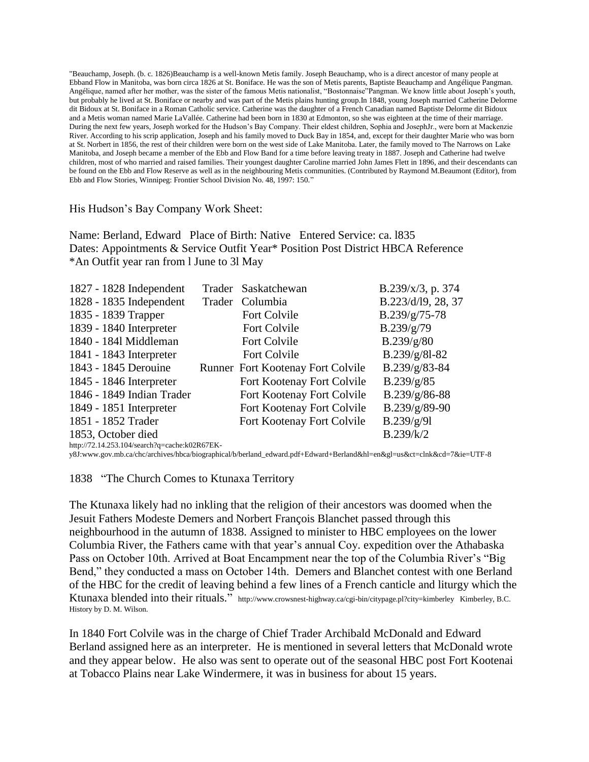"Beauchamp, Joseph. (b. c. 1826)Beauchamp is a well-known Metis family. Joseph Beauchamp, who is a direct ancestor of many people at Ebband Flow in Manitoba, was born circa 1826 at St. Boniface. He was the son of Metis parents, Baptiste Beauchamp and Angélique Pangman. Angélique, named after her mother, was the sister of the famous Metis nationalist, "Bostonnaise"Pangman. We know little about Joseph's youth, but probably he lived at St. Boniface or nearby and was part of the Metis plains hunting group.In 1848, young Joseph married Catherine Delorme dit Bidoux at St. Boniface in a Roman Catholic service. Catherine was the daughter of a French Canadian named Baptiste Delorme dit Bidoux and a Metis woman named Marie LaVallée. Catherine had been born in 1830 at Edmonton, so she was eighteen at the time of their marriage. During the next few years, Joseph worked for the Hudson's Bay Company. Their eldest children, Sophia and JosephJr., were born at Mackenzie River. According to his scrip application, Joseph and his family moved to Duck Bay in 1854, and, except for their daughter Marie who was born at St. Norbert in 1856, the rest of their children were born on the west side of Lake Manitoba. Later, the family moved to The Narrows on Lake Manitoba, and Joseph became a member of the Ebb and Flow Band for a time before leaving treaty in 1887. Joseph and Catherine had twelve children, most of who married and raised families. Their youngest daughter Caroline married John James Flett in 1896, and their descendants can be found on the Ebb and Flow Reserve as well as in the neighbouring Metis communities. (Contributed by Raymond M.Beaumont (Editor), from Ebb and Flow Stories, Winnipeg: Frontier School Division No. 48, 1997: 150."

His Hudson's Bay Company Work Sheet:

Name: Berland, Edward Place of Birth: Native Entered Service: ca. l835
Dates: Appointments & Service Outfit Year* Position Post District HBCA Reference
*An Outfit year ran from l June to 3l May

| | | | | |
|---|---|---|---|---|
| 1827 - 1828 | Independent Trader | Saskatchewan | | B.239/x/3, p. 374 |
| 1828 - 1835 | Independent Trader | Columbia | | B.223/d/l9, 28, 37 |
| 1835 - 1839 | Trapper | Fort Colvile | | B.239/g/75-78 |
| 1839 - 1840 | Interpreter | Fort Colvile | | B.239/g/79 |
| 1840 - 184l | Middleman | Fort Colvile | | B.239/g/80 |
| 1841 - 1843 | Interpreter | Fort Colvile | | B.239/g/8l-82 |
| 1843 - 1845 | Derouine Runner | Fort Kootenay | Fort Colvile | B.239/g/83-84 |
| 1845 - 1846 | Interpreter | Fort Kootenay | Fort Colvile | B.239/g/85 |
| 1846 - 1849 | Indian Trader | Fort Kootenay | Fort Colvile | B.239/g/86-88 |
| 1849 - 1851 | Interpreter | Fort Kootenay | Fort Colvile | B.239/g/89-90 |
| 1851 - 1852 | Trader | Fort Kootenay | Fort Colvile | B.239/g/9l |
| 1853, October | died | | | B.239/k/2 |

http://72.14.253.104/search?q=cache:k02R67EK-y8J:www.gov.mb.ca/chc/archives/hbca/biographical/b/berland_edward.pdf+Edward+Berland&hl=en&gl=us&ct=clnk&cd=7&ie=UTF-8

1838 "The Church Comes to Ktunaxa Territory

The Ktunaxa likely had no inkling that the religion of their ancestors was doomed when the Jesuit Fathers Modeste Demers and Norbert François Blanchet passed through this neighbourhood in the autumn of 1838. Assigned to minister to HBC employees on the lower Columbia River, the Fathers came with that year's annual Coy. expedition over the Athabaska Pass on October 10th. Arrived at Boat Encampment near the top of the Columbia River's "Big Bend," they conducted a mass on October 14th. Demers and Blanchet contest with one Berland of the HBC for the credit of leaving behind a few lines of a French canticle and liturgy which the Ktunaxa blended into their rituals." http://www.crowsnest-highway.ca/cgi-bin/citypage.pl?city=kimberley Kimberley, B.C. History by D. M. Wilson.

In 1840 Fort Colvile was in the charge of Chief Trader Archibald McDonald and Edward Berland assigned here as an interpreter. He is mentioned in several letters that McDonald wrote and they appear below. He also was sent to operate out of the seasonal HBC post Fort Kootenai at Tobacco Plains near Lake Windermere, it was in business for about 15 years.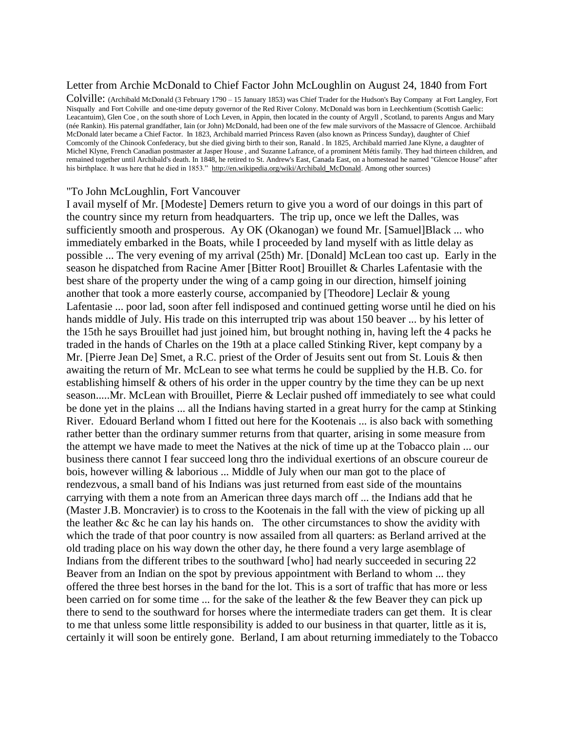Letter from Archie McDonald to Chief Factor John McLoughlin on August 24, 1840 from Fort Colville: (Archibald McDonald (3 February 1790 – 15 January 1853) was Chief Trader for the Hudson's Bay Company at Fort Langley, Fort Nisqually and Fort Colville and one-time deputy governor of the Red River Colony. McDonald was born in Leechkentium (Scottish Gaelic: Leacantuim), Glen Coe , on the south shore of Loch Leven, in Appin, then located in the county of Argyll , Scotland, to parents Angus and Mary (née Rankin). His paternal grandfather, Iain (or John) McDonald, had been one of the few male survivors of the Massacre of Glencoe. Archiibald McDonald later became a Chief Factor. In 1823, Archibald married Princess Raven (also known as Princess Sunday), daughter of Chief Comcomly of the Chinook Confederacy, but she died giving birth to their son, Ranald . In 1825, Archibald married Jane Klyne, a daughter of Michel Klyne, French Canadian postmaster at Jasper House , and Suzanne Lafrance, of a prominent Métis family. They had thirteen children, and remained together until Archibald's death. In 1848, he retired to St. Andrew's East, Canada East, on a homestead he named "Glencoe House" after his birthplace. It was here that he died in 1853." http://en.wikipedia.org/wiki/Archibald_McDonald. Among other sources)

"To John McLoughlin, Fort Vancouver
I avail myself of Mr. [Modeste] Demers return to give you a word of our doings in this part of the country since my return from headquarters. The trip up, once we left the Dalles, was sufficiently smooth and prosperous. Ay OK (Okanogan) we found Mr. [Samuel]Black ... who immediately embarked in the Boats, while I proceeded by land myself with as little delay as possible ... The very evening of my arrival (25th) Mr. [Donald] McLean too cast up. Early in the season he dispatched from Racine Amer [Bitter Root] Brouillet & Charles Lafentasie with the best share of the property under the wing of a camp going in our direction, himself joining another that took a more easterly course, accompanied by [Theodore] Leclair & young Lafentasie ... poor lad, soon after fell indisposed and continued getting worse until he died on his hands middle of July. His trade on this interrupted trip was about 150 beaver ... by his letter of the 15th he says Brouillet had just joined him, but brought nothing in, having left the 4 packs he traded in the hands of Charles on the 19th at a place called Stinking River, kept company by a Mr. [Pierre Jean De] Smet, a R.C. priest of the Order of Jesuits sent out from St. Louis & then awaiting the return of Mr. McLean to see what terms he could be supplied by the H.B. Co. for establishing himself & others of his order in the upper country by the time they can be up next season.....Mr. McLean with Brouillet, Pierre & Leclair pushed off immediately to see what could be done yet in the plains ... all the Indians having started in a great hurry for the camp at Stinking River. Edouard Berland whom I fitted out here for the Kootenais ... is also back with something rather better than the ordinary summer returns from that quarter, arising in some measure from the attempt we have made to meet the Natives at the nick of time up at the Tobacco plain ... our business there cannot I fear succeed long thro the individual exertions of an obscure coureur de bois, however willing & laborious ... Middle of July when our man got to the place of rendezvous, a small band of his Indians was just returned from east side of the mountains carrying with them a note from an American three days march off ... the Indians add that he (Master J.B. Moncravier) is to cross to the Kootenais in the fall with the view of picking up all the leather &c &c he can lay his hands on. The other circumstances to show the avidity with which the trade of that poor country is now assailed from all quarters: as Berland arrived at the old trading place on his way down the other day, he there found a very large asemblage of Indians from the different tribes to the southward [who] had nearly succeeded in securing 22 Beaver from an Indian on the spot by previous appointment with Berland to whom ... they offered the three best horses in the band for the lot. This is a sort of traffic that has more or less been carried on for some time ... for the sake of the leather & the few Beaver they can pick up there to send to the southward for horses where the intermediate traders can get them. It is clear to me that unless some little responsibility is added to our business in that quarter, little as it is, certainly it will soon be entirely gone. Berland, I am about returning immediately to the Tobacco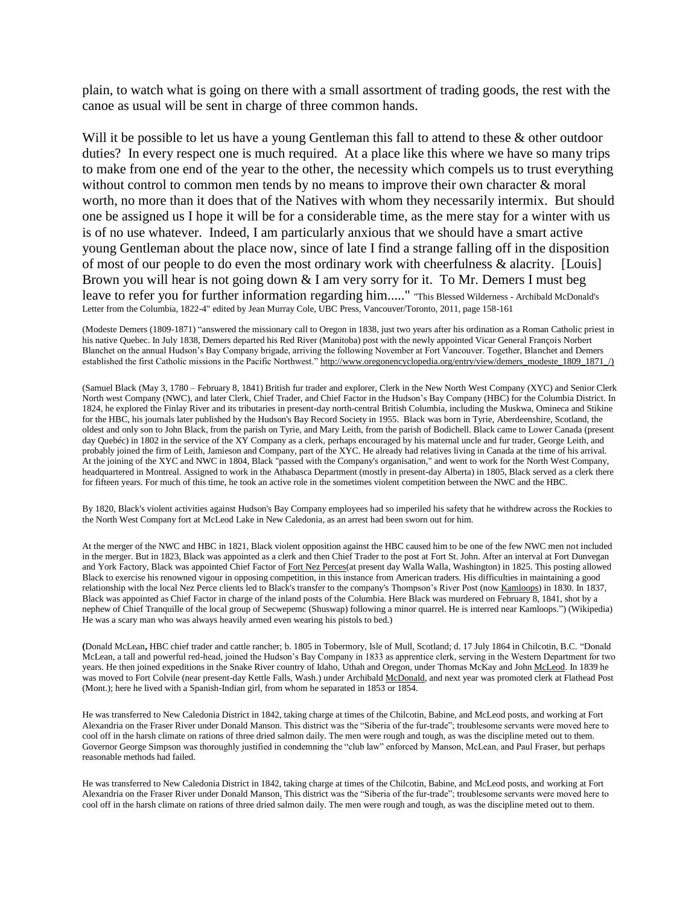plain, to watch what is going on there with a small assortment of trading goods, the rest with the canoe as usual will be sent in charge of three common hands.

Will it be possible to let us have a young Gentleman this fall to attend to these & other outdoor duties? In every respect one is much required. At a place like this where we have so many trips to make from one end of the year to the other, the necessity which compels us to trust everything without control to common men tends by no means to improve their own character & moral worth, no more than it does that of the Natives with whom they necessarily intermix. But should one be assigned us I hope it will be for a considerable time, as the mere stay for a winter with us is of no use whatever. Indeed, I am particularly anxious that we should have a smart active young Gentleman about the place now, since of late I find a strange falling off in the disposition of most of our people to do even the most ordinary work with cheerfulness & alacrity. [Louis] Brown you will hear is not going down & I am very sorry for it. To Mr. Demers I must beg leave to refer you for further information regarding him....." "This Blessed Wilderness - Archibald McDonald's Letter from the Columbia, 1822-4" edited by Jean Murray Cole, UBC Press, Vancouver/Toronto, 2011, page 158-161

(Modeste Demers (1809-1871) "answered the missionary call to Oregon in 1838, just two years after his ordination as a Roman Catholic priest in his native Quebec. In July 1838, Demers departed his Red River (Manitoba) post with the newly appointed Vicar General François Norbert Blanchet on the annual Hudson's Bay Company brigade, arriving the following November at Fort Vancouver. Together, Blanchet and Demers established the first Catholic missions in the Pacific Northwest." http://www.oregonencyclopedia.org/entry/view/demers_modeste_1809_1871_/)

(Samuel Black (May 3, 1780 – February 8, 1841) British fur trader and explorer, Clerk in the New North West Company (XYC) and Senior Clerk North west Company (NWC), and later Clerk, Chief Trader, and Chief Factor in the Hudson's Bay Company (HBC) for the Columbia District. In 1824, he explored the Finlay River and its tributaries in present-day north-central British Columbia, including the Muskwa, Omineca and Stikine for the HBC, his journals later published by the Hudson's Bay Record Society in 1955. Black was born in Tyrie, Aberdeenshire, Scotland, the oldest and only son to John Black, from the parish on Tyrie, and Mary Leith, from the parish of Bodichell. Black came to Lower Canada (present day Quebéc) in 1802 in the service of the XY Company as a clerk, perhaps encouraged by his maternal uncle and fur trader, George Leith, and probably joined the firm of Leith, Jamieson and Company, part of the XYC. He already had relatives living in Canada at the time of his arrival. At the joining of the XYC and NWC in 1804, Black "passed with the Company's organisation," and went to work for the North West Company, headquartered in Montreal. Assigned to work in the Athabasca Department (mostly in present-day Alberta) in 1805, Black served as a clerk there for fifteen years. For much of this time, he took an active role in the sometimes violent competition between the NWC and the HBC.

By 1820, Black's violent activities against Hudson's Bay Company employees had so imperiled his safety that he withdrew across the Rockies to the North West Company fort at McLeod Lake in New Caledonia, as an arrest had been sworn out for him.

At the merger of the NWC and HBC in 1821, Black violent opposition against the HBC caused him to be one of the few NWC men not included in the merger. But in 1823, Black was appointed as a clerk and then Chief Trader to the post at Fort St. John. After an interval at Fort Dunvegan and York Factory, Black was appointed Chief Factor of Fort Nez Perces(at present day Walla Walla, Washington) in 1825. This posting allowed Black to exercise his renowned vigour in opposing competition, in this instance from American traders. His difficulties in maintaining a good relationship with the local Nez Perce clients led to Black's transfer to the company's Thompson's River Post (now Kamloops) in 1830. In 1837, Black was appointed as Chief Factor in charge of the inland posts of the Columbia. Here Black was murdered on February 8, 1841, shot by a nephew of Chief Tranquille of the local group of Secwepemc (Shuswap) following a minor quarrel. He is interred near Kamloops.") (Wikipedia) He was a scary man who was always heavily armed even wearing his pistols to bed.)

(**Donald McLean**, HBC chief trader and cattle rancher; b. 1805 in Tobermory, Isle of Mull, Scotland; d. 17 July 1864 in Chilcotin, B.C. "Donald McLean, a tall and powerful red-head, joined the Hudson's Bay Company in 1833 as apprentice clerk, serving in the Western Department for two years. He then joined expeditions in the Snake River country of Idaho, Uthah and Oregon, under Thomas McKay and John McLeod. In 1839 he was moved to Fort Colvile (near present-day Kettle Falls, Wash.) under Archibald McDonald, and next year was promoted clerk at Flathead Post (Mont.); here he lived with a Spanish-Indian girl, from whom he separated in 1853 or 1854.

He was transferred to New Caledonia District in 1842, taking charge at times of the Chilcotin, Babine, and McLeod posts, and working at Fort Alexandria on the Fraser River under Donald Manson. This district was the "Siberia of the fur-trade"; troublesome servants were moved here to cool off in the harsh climate on rations of three dried salmon daily. The men were rough and tough, as was the discipline meted out to them. Governor George Simpson was thoroughly justified in condemning the "club law" enforced by Manson, McLean, and Paul Fraser, but perhaps reasonable methods had failed.

He was transferred to New Caledonia District in 1842, taking charge at times of the Chilcotin, Babine, and McLeod posts, and working at Fort Alexandria on the Fraser River under Donald Manson. This district was the "Siberia of the fur-trade"; troublesome servants were moved here to cool off in the harsh climate on rations of three dried salmon daily. The men were rough and tough, as was the discipline meted out to them.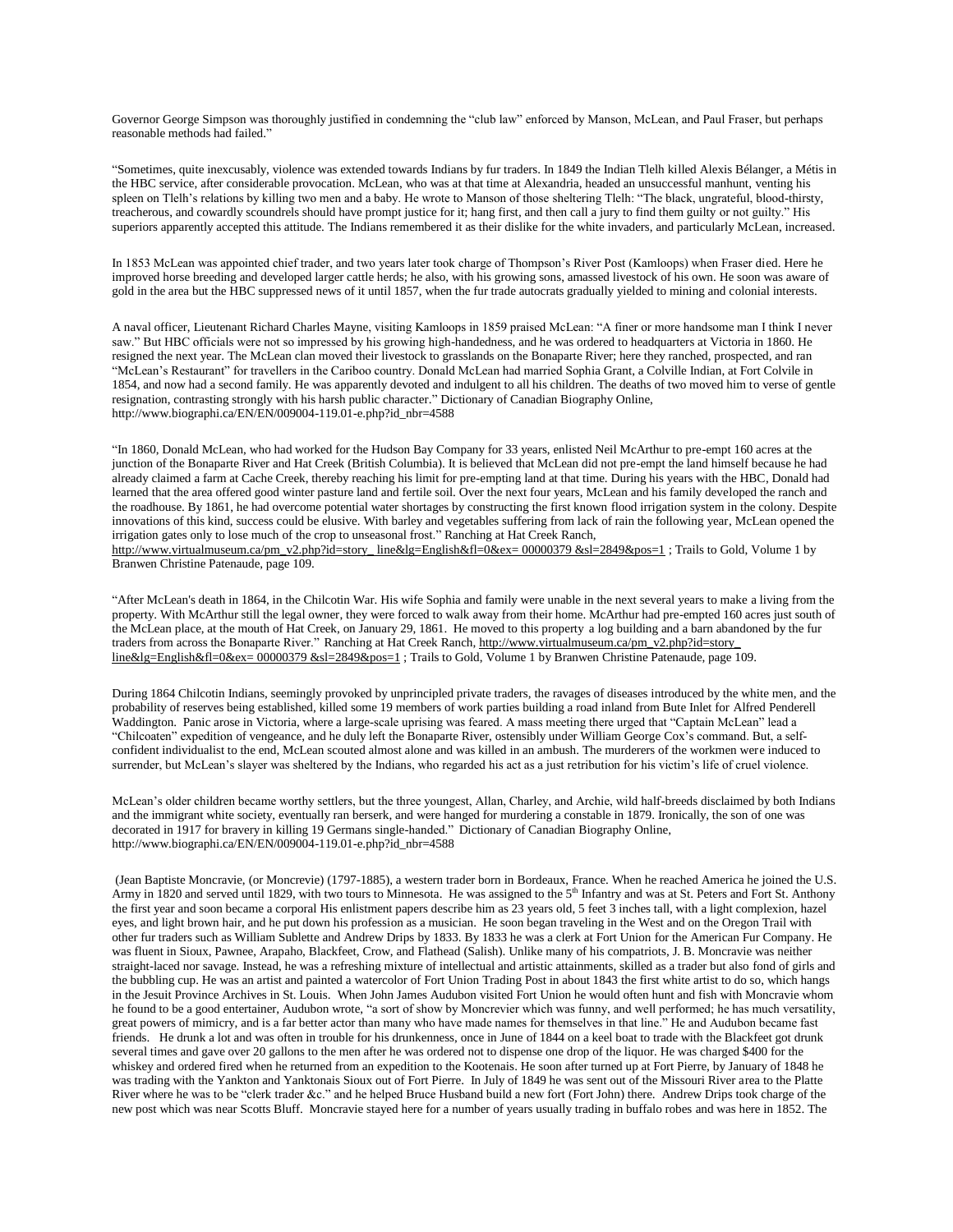Governor George Simpson was thoroughly justified in condemning the “club law” enforced by Manson, McLean, and Paul Fraser, but perhaps reasonable methods had failed.”

“Sometimes, quite inexcusably, violence was extended towards Indians by fur traders. In 1849 the Indian Tlelh killed Alexis Bélanger, a Métis in the HBC service, after considerable provocation. McLean, who was at that time at Alexandria, headed an unsuccessful manhunt, venting his spleen on Tlelh’s relations by killing two men and a baby. He wrote to Manson of those sheltering Tlelh: “The black, ungrateful, blood-thirsty, treacherous, and cowardly scoundrels should have prompt justice for it; hang first, and then call a jury to find them guilty or not guilty.” His superiors apparently accepted this attitude. The Indians remembered it as their dislike for the white invaders, and particularly McLean, increased.

In 1853 McLean was appointed chief trader, and two years later took charge of Thompson’s River Post (Kamloops) when Fraser died. Here he improved horse breeding and developed larger cattle herds; he also, with his growing sons, amassed livestock of his own. He soon was aware of gold in the area but the HBC suppressed news of it until 1857, when the fur trade autocrats gradually yielded to mining and colonial interests.

A naval officer, Lieutenant Richard Charles Mayne, visiting Kamloops in 1859 praised McLean: “A finer or more handsome man I think I never saw.” But HBC officials were not so impressed by his growing high-handedness, and he was ordered to headquarters at Victoria in 1860. He resigned the next year. The McLean clan moved their livestock to grasslands on the Bonaparte River; here they ranched, prospected, and ran “McLean’s Restaurant” for travellers in the Cariboo country. Donald McLean had married Sophia Grant, a Colville Indian, at Fort Colvile in 1854, and now had a second family. He was apparently devoted and indulgent to all his children. The deaths of two moved him to verse of gentle resignation, contrasting strongly with his harsh public character.” Dictionary of Canadian Biography Online, http://www.biographi.ca/EN/EN/009004-119.01-e.php?id_nbr=4588

“In 1860, Donald McLean, who had worked for the Hudson Bay Company for 33 years, enlisted Neil McArthur to pre-empt 160 acres at the junction of the Bonaparte River and Hat Creek (British Columbia). It is believed that McLean did not pre-empt the land himself because he had already claimed a farm at Cache Creek, thereby reaching his limit for pre-empting land at that time. During his years with the HBC, Donald had learned that the area offered good winter pasture land and fertile soil. Over the next four years, McLean and his family developed the ranch and the roadhouse. By 1861, he had overcome potential water shortages by constructing the first known flood irrigation system in the colony. Despite innovations of this kind, success could be elusive. With barley and vegetables suffering from lack of rain the following year, McLean opened the irrigation gates only to lose much of the crop to unseasonal frost.” Ranching at Hat Creek Ranch, http://www.virtualmuseum.ca/pm_v2.php?id=story_ line&lg=English&fl=0&ex= 00000379 &sl=2849&pos=1 ; Trails to Gold, Volume 1 by Branwen Christine Patenaude, page 109.

“After McLean's death in 1864, in the Chilcotin War. His wife Sophia and family were unable in the next several years to make a living from the property. With McArthur still the legal owner, they were forced to walk away from their home. McArthur had pre-empted 160 acres just south of the McLean place, at the mouth of Hat Creek, on January 29, 1861. He moved to this property a log building and a barn abandoned by the fur traders from across the Bonaparte River.” Ranching at Hat Creek Ranch, http://www.virtualmuseum.ca/pm_v2.php?id=story_ line&lg=English&fl=0&ex= 00000379 &sl=2849&pos=1 ; Trails to Gold, Volume 1 by Branwen Christine Patenaude, page 109.

During 1864 Chilcotin Indians, seemingly provoked by unprincipled private traders, the ravages of diseases introduced by the white men, and the probability of reserves being established, killed some 19 members of work parties building a road inland from Bute Inlet for Alfred Penderell Waddington. Panic arose in Victoria, where a large-scale uprising was feared. A mass meeting there urged that “Captain McLean” lead a “Chilcoaten” expedition of vengeance, and he duly left the Bonaparte River, ostensibly under William George Cox’s command. But, a self-confident individualist to the end, McLean scouted almost alone and was killed in an ambush. The murderers of the workmen were induced to surrender, but McLean’s slayer was sheltered by the Indians, who regarded his act as a just retribution for his victim’s life of cruel violence.

McLean’s older children became worthy settlers, but the three youngest, Allan, Charley, and Archie, wild half-breeds disclaimed by both Indians and the immigrant white society, eventually ran berserk, and were hanged for murdering a constable in 1879. Ironically, the son of one was decorated in 1917 for bravery in killing 19 Germans single-handed.” Dictionary of Canadian Biography Online, http://www.biographi.ca/EN/EN/009004-119.01-e.php?id_nbr=4588

(Jean Baptiste Moncravie, (or Moncrevie) (1797-1885), a western trader born in Bordeaux, France. When he reached America he joined the U.S. Army in 1820 and served until 1829, with two tours to Minnesota. He was assigned to the 5th Infantry and was at St. Peters and Fort St. Anthony the first year and soon became a corporal His enlistment papers describe him as 23 years old, 5 feet 3 inches tall, with a light complexion, hazel eyes, and light brown hair, and he put down his profession as a musician. He soon began traveling in the West and on the Oregon Trail with other fur traders such as William Sublette and Andrew Drips by 1833. By 1833 he was a clerk at Fort Union for the American Fur Company. He was fluent in Sioux, Pawnee, Arapaho, Blackfeet, Crow, and Flathead (Salish). Unlike many of his compatriots, J. B. Moncravie was neither straight-laced nor savage. Instead, he was a refreshing mixture of intellectual and artistic attainments, skilled as a trader but also fond of girls and the bubbling cup. He was an artist and painted a watercolor of Fort Union Trading Post in about 1843 the first white artist to do so, which hangs in the Jesuit Province Archives in St. Louis. When John James Audubon visited Fort Union he would often hunt and fish with Moncravie whom he found to be a good entertainer, Audubon wrote, “a sort of show by Moncrevier which was funny, and well performed; he has much versatility, great powers of mimicry, and is a far better actor than many who have made names for themselves in that line.” He and Audubon became fast friends. He drunk a lot and was often in trouble for his drunkenness, once in June of 1844 on a keel boat to trade with the Blackfeet got drunk several times and gave over 20 gallons to the men after he was ordered not to dispense one drop of the liquor. He was charged $400 for the whiskey and ordered fired when he returned from an expedition to the Kootenais. He soon after turned up at Fort Pierre, by January of 1848 he was trading with the Yankton and Yanktonais Sioux out of Fort Pierre. In July of 1849 he was sent out of the Missouri River area to the Platte River where he was to be “clerk trader &c.” and he helped Bruce Husband build a new fort (Fort John) there. Andrew Drips took charge of the new post which was near Scotts Bluff. Moncravie stayed here for a number of years usually trading in buffalo robes and was here in 1852. The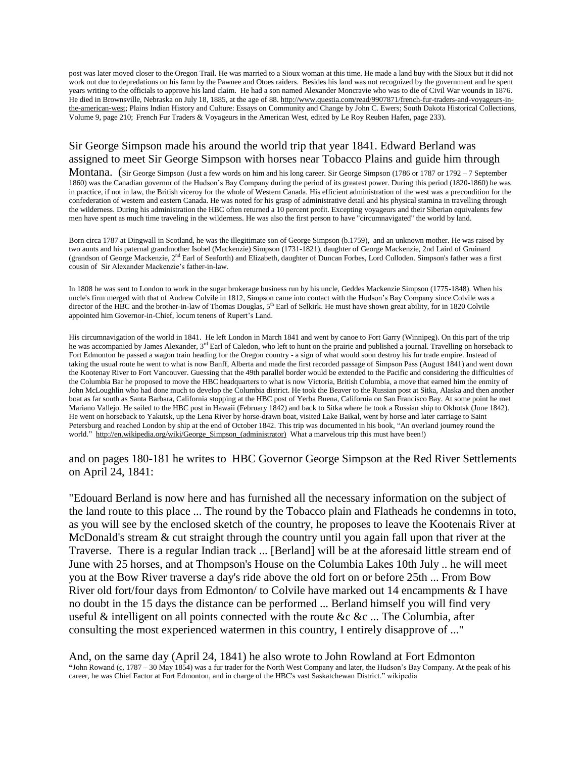post was later moved closer to the Oregon Trail. He was married to a Sioux woman at this time. He made a land buy with the Sioux but it did not work out due to depredations on his farm by the Pawnee and Otoes raiders. Besides his land was not recognized by the government and he spent years writing to the officials to approve his land claim. He had a son named Alexander Moncravie who was to die of Civil War wounds in 1876. He died in Brownsville, Nebraska on July 18, 1885, at the age of 88. http://www.questia.com/read/9907871/french-fur-traders-and-voyageurs-in-the-american-west; Plains Indian History and Culture: Essays on Community and Change by John C. Ewers; South Dakota Historical Collections, Volume 9, page 210; French Fur Traders & Voyageurs in the American West, edited by Le Roy Reuben Hafen, page 233).

Sir George Simpson made his around the world trip that year 1841. Edward Berland was assigned to meet Sir George Simpson with horses near Tobacco Plains and guide him through Montana. (Sir George Simpson (Just a few words on him and his long career. Sir George Simpson (1786 or 1787 or 1792 – 7 September 1860) was the Canadian governor of the Hudson's Bay Company during the period of its greatest power. During this period (1820-1860) he was in practice, if not in law, the British viceroy for the whole of Western Canada. His efficient administration of the west was a precondition for the confederation of western and eastern Canada. He was noted for his grasp of administrative detail and his physical stamina in travelling through the wilderness. During his administration the HBC often returned a 10 percent profit. Excepting voyageurs and their Siberian equivalents few men have spent as much time traveling in the wilderness. He was also the first person to have "circumnavigated" the world by land.

Born circa 1787 at Dingwall in Scotland, he was the illegitimate son of George Simpson (b.1759), and an unknown mother. He was raised by two aunts and his paternal grandmother Isobel (Mackenzie) Simpson (1731-1821), daughter of George Mackenzie, 2nd Laird of Gruinard (grandson of George Mackenzie, 2nd Earl of Seaforth) and Elizabeth, daughter of Duncan Forbes, Lord Culloden. Simpson's father was a first cousin of Sir Alexander Mackenzie's father-in-law.

In 1808 he was sent to London to work in the sugar brokerage business run by his uncle, Geddes Mackenzie Simpson (1775-1848). When his uncle's firm merged with that of Andrew Colvile in 1812, Simpson came into contact with the Hudson's Bay Company since Colvile was a director of the HBC and the brother-in-law of Thomas Douglas, 5th Earl of Selkirk. He must have shown great ability, for in 1820 Colvile appointed him Governor-in-Chief, locum tenens of Rupert's Land.

His circumnavigation of the world in 1841. He left London in March 1841 and went by canoe to Fort Garry (Winnipeg). On this part of the trip he was accompanied by James Alexander, 3rd Earl of Caledon, who left to hunt on the prairie and published a journal. Travelling on horseback to Fort Edmonton he passed a wagon train heading for the Oregon country - a sign of what would soon destroy his fur trade empire. Instead of taking the usual route he went to what is now Banff, Alberta and made the first recorded passage of Simpson Pass (August 1841) and went down the Kootenay River to Fort Vancouver. Guessing that the 49th parallel border would be extended to the Pacific and considering the difficulties of the Columbia Bar he proposed to move the HBC headquarters to what is now Victoria, British Columbia, a move that earned him the enmity of John McLoughlin who had done much to develop the Columbia district. He took the Beaver to the Russian post at Sitka, Alaska and then another boat as far south as Santa Barbara, California stopping at the HBC post of Yerba Buena, California on San Francisco Bay. At some point he met Mariano Vallejo. He sailed to the HBC post in Hawaii (February 1842) and back to Sitka where he took a Russian ship to Okhotsk (June 1842). He went on horseback to Yakutsk, up the Lena River by horse-drawn boat, visited Lake Baikal, went by horse and later carriage to Saint Petersburg and reached London by ship at the end of October 1842. This trip was documented in his book, "An overland journey round the world." http://en.wikipedia.org/wiki/George_Simpson_(administrator) What a marvelous trip this must have been!)

and on pages 180-181 he writes to HBC Governor George Simpson at the Red River Settlements on April 24, 1841:

"Edouard Berland is now here and has furnished all the necessary information on the subject of the land route to this place ... The round by the Tobacco plain and Flatheads he condemns in toto, as you will see by the enclosed sketch of the country, he proposes to leave the Kootenais River at McDonald's stream & cut straight through the country until you again fall upon that river at the Traverse. There is a regular Indian track ... [Berland] will be at the aforesaid little stream end of June with 25 horses, and at Thompson's House on the Columbia Lakes 10th July .. he will meet you at the Bow River traverse a day's ride above the old fort on or before 25th ... From Bow River old fort/four days from Edmonton/ to Colvile have marked out 14 encampments & I have no doubt in the 15 days the distance can be performed ... Berland himself you will find very useful & intelligent on all points connected with the route &c &c ... The Columbia, after consulting the most experienced watermen in this country, I entirely disapprove of ..."

And, on the same day (April 24, 1841) he also wrote to John Rowland at Fort Edmonton
"John Rowand (c. 1787 – 30 May 1854) was a fur trader for the North West Company and later, the Hudson's Bay Company. At the peak of his career, he was Chief Factor at Fort Edmonton, and in charge of the HBC's vast Saskatchewan District." wikipedia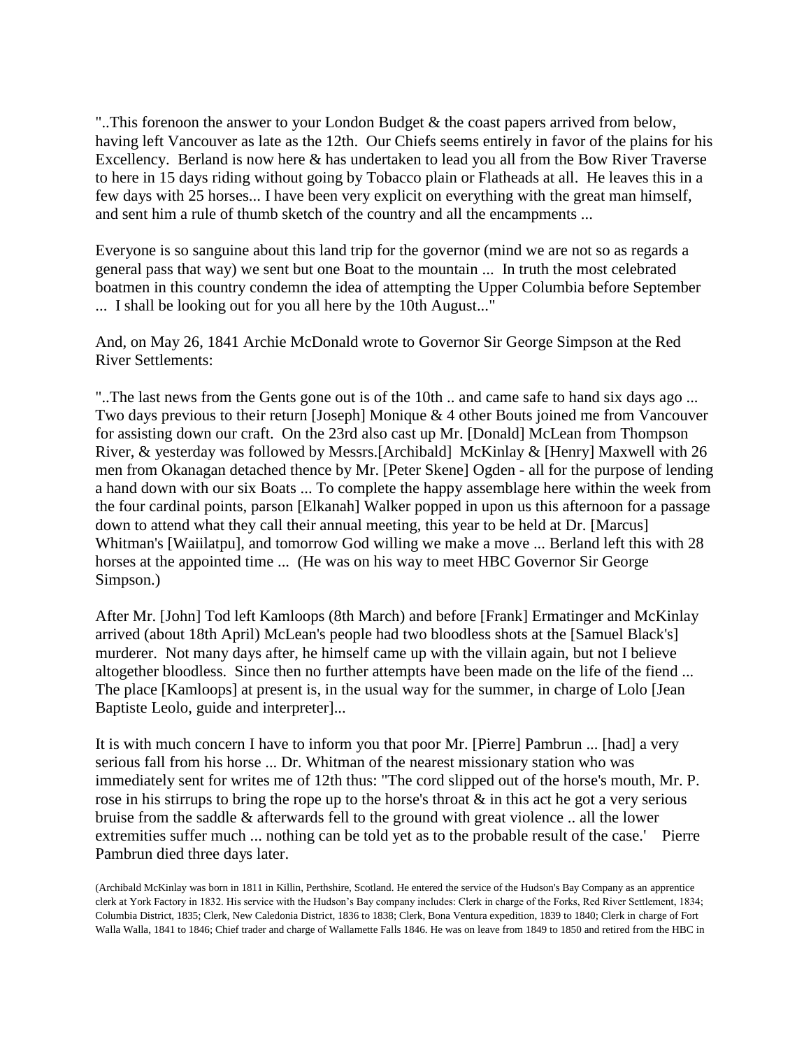"..This forenoon the answer to your London Budget & the coast papers arrived from below, having left Vancouver as late as the 12th. Our Chiefs seems entirely in favor of the plains for his Excellency. Berland is now here & has undertaken to lead you all from the Bow River Traverse to here in 15 days riding without going by Tobacco plain or Flatheads at all. He leaves this in a few days with 25 horses... I have been very explicit on everything with the great man himself, and sent him a rule of thumb sketch of the country and all the encampments ...

Everyone is so sanguine about this land trip for the governor (mind we are not so as regards a general pass that way) we sent but one Boat to the mountain ... In truth the most celebrated boatmen in this country condemn the idea of attempting the Upper Columbia before September ... I shall be looking out for you all here by the 10th August..."

And, on May 26, 1841 Archie McDonald wrote to Governor Sir George Simpson at the Red River Settlements:

"..The last news from the Gents gone out is of the 10th .. and came safe to hand six days ago ... Two days previous to their return [Joseph] Monique & 4 other Bouts joined me from Vancouver for assisting down our craft. On the 23rd also cast up Mr. [Donald] McLean from Thompson River, & yesterday was followed by Messrs.[Archibald] McKinlay & [Henry] Maxwell with 26 men from Okanagan detached thence by Mr. [Peter Skene] Ogden - all for the purpose of lending a hand down with our six Boats ... To complete the happy assemblage here within the week from the four cardinal points, parson [Elkanah] Walker popped in upon us this afternoon for a passage down to attend what they call their annual meeting, this year to be held at Dr. [Marcus] Whitman's [Waiilatpu], and tomorrow God willing we make a move ... Berland left this with 28 horses at the appointed time ... (He was on his way to meet HBC Governor Sir George Simpson.)

After Mr. [John] Tod left Kamloops (8th March) and before [Frank] Ermatinger and McKinlay arrived (about 18th April) McLean's people had two bloodless shots at the [Samuel Black's] murderer. Not many days after, he himself came up with the villain again, but not I believe altogether bloodless. Since then no further attempts have been made on the life of the fiend ... The place [Kamloops] at present is, in the usual way for the summer, in charge of Lolo [Jean Baptiste Leolo, guide and interpreter]...

It is with much concern I have to inform you that poor Mr. [Pierre] Pambrun ... [had] a very serious fall from his horse ... Dr. Whitman of the nearest missionary station who was immediately sent for writes me of 12th thus: "The cord slipped out of the horse's mouth, Mr. P. rose in his stirrups to bring the rope up to the horse's throat & in this act he got a very serious bruise from the saddle & afterwards fell to the ground with great violence .. all the lower extremities suffer much ... nothing can be told yet as to the probable result of the case.' Pierre Pambrun died three days later.

(Archibald McKinlay was born in 1811 in Killin, Perthshire, Scotland. He entered the service of the Hudson's Bay Company as an apprentice clerk at York Factory in 1832. His service with the Hudson's Bay company includes: Clerk in charge of the Forks, Red River Settlement, 1834; Columbia District, 1835; Clerk, New Caledonia District, 1836 to 1838; Clerk, Bona Ventura expedition, 1839 to 1840; Clerk in charge of Fort Walla Walla, 1841 to 1846; Chief trader and charge of Wallamette Falls 1846. He was on leave from 1849 to 1850 and retired from the HBC in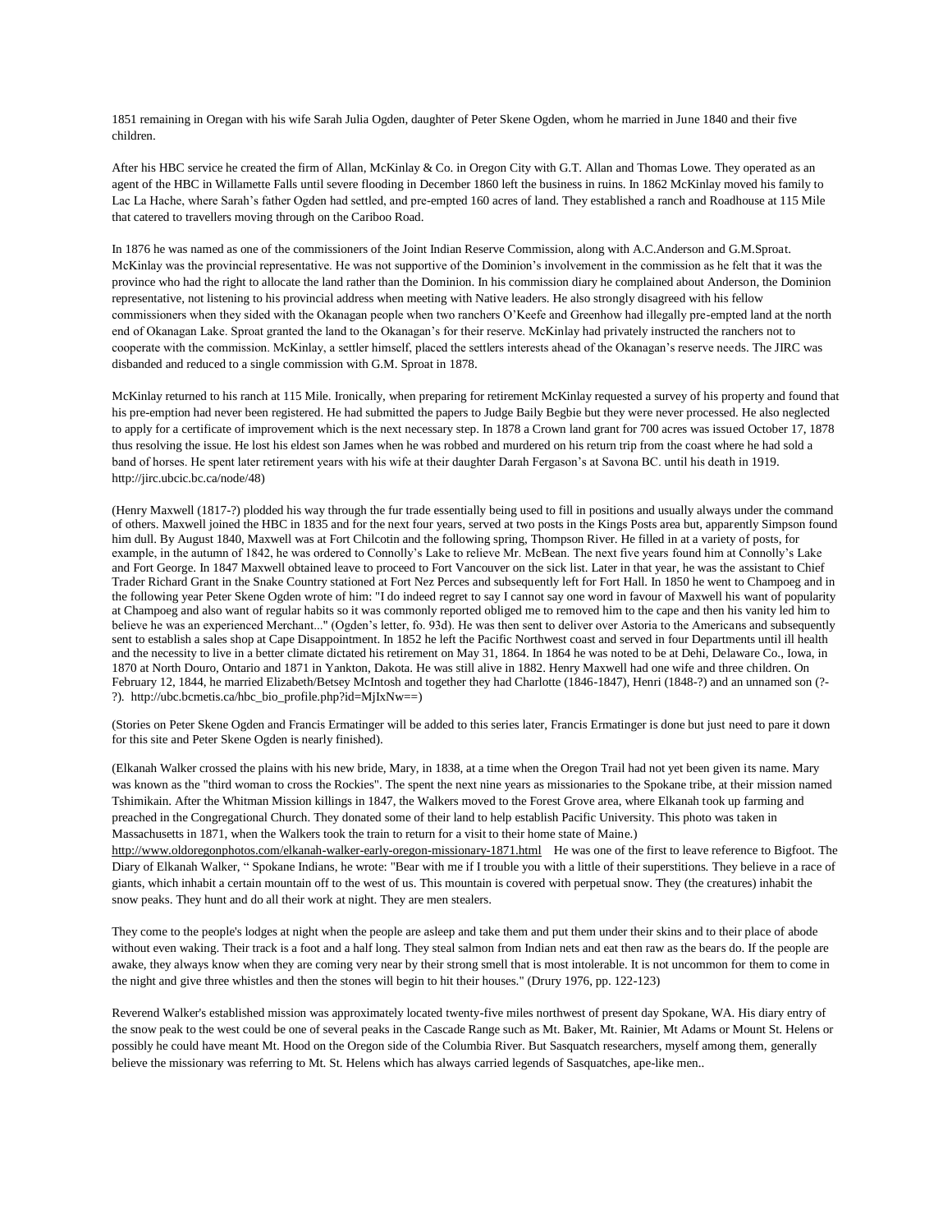1851 remaining in Oregan with his wife Sarah Julia Ogden, daughter of Peter Skene Ogden, whom he married in June 1840 and their five children.

After his HBC service he created the firm of Allan, McKinlay & Co. in Oregon City with G.T. Allan and Thomas Lowe. They operated as an agent of the HBC in Willamette Falls until severe flooding in December 1860 left the business in ruins. In 1862 McKinlay moved his family to Lac La Hache, where Sarah's father Ogden had settled, and pre-empted 160 acres of land. They established a ranch and Roadhouse at 115 Mile that catered to travellers moving through on the Cariboo Road.

In 1876 he was named as one of the commissioners of the Joint Indian Reserve Commission, along with A.C.Anderson and G.M.Sproat. McKinlay was the provincial representative. He was not supportive of the Dominion's involvement in the commission as he felt that it was the province who had the right to allocate the land rather than the Dominion. In his commission diary he complained about Anderson, the Dominion representative, not listening to his provincial address when meeting with Native leaders. He also strongly disagreed with his fellow commissioners when they sided with the Okanagan people when two ranchers O'Keefe and Greenhow had illegally pre-empted land at the north end of Okanagan Lake. Sproat granted the land to the Okanagan's for their reserve. McKinlay had privately instructed the ranchers not to cooperate with the commission. McKinlay, a settler himself, placed the settlers interests ahead of the Okanagan's reserve needs. The JIRC was disbanded and reduced to a single commission with G.M. Sproat in 1878.

McKinlay returned to his ranch at 115 Mile. Ironically, when preparing for retirement McKinlay requested a survey of his property and found that his pre-emption had never been registered. He had submitted the papers to Judge Baily Begbie but they were never processed. He also neglected to apply for a certificate of improvement which is the next necessary step. In 1878 a Crown land grant for 700 acres was issued October 17, 1878 thus resolving the issue. He lost his eldest son James when he was robbed and murdered on his return trip from the coast where he had sold a band of horses. He spent later retirement years with his wife at their daughter Darah Fergason's at Savona BC. until his death in 1919. http://jirc.ubcic.bc.ca/node/48)

(Henry Maxwell (1817-?) plodded his way through the fur trade essentially being used to fill in positions and usually always under the command of others. Maxwell joined the HBC in 1835 and for the next four years, served at two posts in the Kings Posts area but, apparently Simpson found him dull. By August 1840, Maxwell was at Fort Chilcotin and the following spring, Thompson River. He filled in at a variety of posts, for example, in the autumn of 1842, he was ordered to Connolly's Lake to relieve Mr. McBean. The next five years found him at Connolly's Lake and Fort George. In 1847 Maxwell obtained leave to proceed to Fort Vancouver on the sick list. Later in that year, he was the assistant to Chief Trader Richard Grant in the Snake Country stationed at Fort Nez Perces and subsequently left for Fort Hall. In 1850 he went to Champoeg and in the following year Peter Skene Ogden wrote of him: "I do indeed regret to say I cannot say one word in favour of Maxwell his want of popularity at Champoeg and also want of regular habits so it was commonly reported obliged me to removed him to the cape and then his vanity led him to believe he was an experienced Merchant..." (Ogden's letter, fo. 93d). He was then sent to deliver over Astoria to the Americans and subsequently sent to establish a sales shop at Cape Disappointment. In 1852 he left the Pacific Northwest coast and served in four Departments until ill health and the necessity to live in a better climate dictated his retirement on May 31, 1864. In 1864 he was noted to be at Dehi, Delaware Co., Iowa, in 1870 at North Douro, Ontario and 1871 in Yankton, Dakota. He was still alive in 1882. Henry Maxwell had one wife and three children. On February 12, 1844, he married Elizabeth/Betsey McIntosh and together they had Charlotte (1846-1847), Henri (1848-?) and an unnamed son (?-?). http://ubc.bcmetis.ca/hbc_bio_profile.php?id=MjIxNw==)

(Stories on Peter Skene Ogden and Francis Ermatinger will be added to this series later, Francis Ermatinger is done but just need to pare it down for this site and Peter Skene Ogden is nearly finished).

(Elkanah Walker crossed the plains with his new bride, Mary, in 1838, at a time when the Oregon Trail had not yet been given its name. Mary was known as the "third woman to cross the Rockies". The spent the next nine years as missionaries to the Spokane tribe, at their mission named Tshimikain. After the Whitman Mission killings in 1847, the Walkers moved to the Forest Grove area, where Elkanah took up farming and preached in the Congregational Church. They donated some of their land to help establish Pacific University. This photo was taken in Massachusetts in 1871, when the Walkers took the train to return for a visit to their home state of Maine.)
http://www.oldoregonphotos.com/elkanah-walker-early-oregon-missionary-1871.html He was one of the first to leave reference to Bigfoot. The Diary of Elkanah Walker, " Spokane Indians, he wrote: "Bear with me if I trouble you with a little of their superstitions. They believe in a race of giants, which inhabit a certain mountain off to the west of us. This mountain is covered with perpetual snow. They (the creatures) inhabit the snow peaks. They hunt and do all their work at night. They are men stealers.

They come to the people's lodges at night when the people are asleep and take them and put them under their skins and to their place of abode without even waking. Their track is a foot and a half long. They steal salmon from Indian nets and eat then raw as the bears do. If the people are awake, they always know when they are coming very near by their strong smell that is most intolerable. It is not uncommon for them to come in the night and give three whistles and then the stones will begin to hit their houses." (Drury 1976, pp. 122-123)

Reverend Walker's established mission was approximately located twenty-five miles northwest of present day Spokane, WA. His diary entry of the snow peak to the west could be one of several peaks in the Cascade Range such as Mt. Baker, Mt. Rainier, Mt Adams or Mount St. Helens or possibly he could have meant Mt. Hood on the Oregon side of the Columbia River. But Sasquatch researchers, myself among them, generally believe the missionary was referring to Mt. St. Helens which has always carried legends of Sasquatches, ape-like men..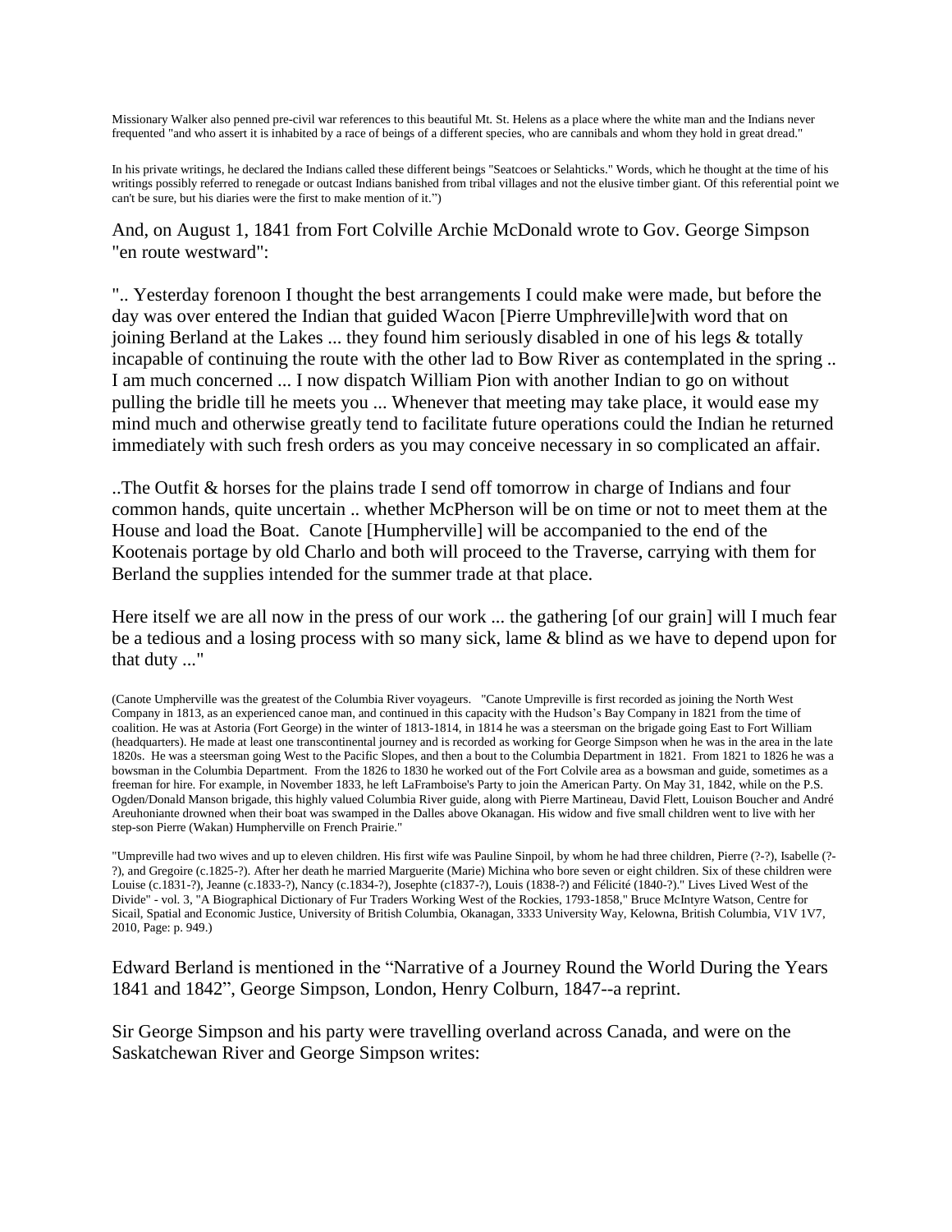Missionary Walker also penned pre-civil war references to this beautiful Mt. St. Helens as a place where the white man and the Indians never frequented "and who assert it is inhabited by a race of beings of a different species, who are cannibals and whom they hold in great dread."

In his private writings, he declared the Indians called these different beings "Seatcoes or Selahticks." Words, which he thought at the time of his writings possibly referred to renegade or outcast Indians banished from tribal villages and not the elusive timber giant. Of this referential point we can't be sure, but his diaries were the first to make mention of it.")

And, on August 1, 1841 from Fort Colville Archie McDonald wrote to Gov. George Simpson "en route westward":

".. Yesterday forenoon I thought the best arrangements I could make were made, but before the day was over entered the Indian that guided Wacon [Pierre Umphreville]with word that on joining Berland at the Lakes ... they found him seriously disabled in one of his legs & totally incapable of continuing the route with the other lad to Bow River as contemplated in the spring .. I am much concerned ... I now dispatch William Pion with another Indian to go on without pulling the bridle till he meets you ... Whenever that meeting may take place, it would ease my mind much and otherwise greatly tend to facilitate future operations could the Indian he returned immediately with such fresh orders as you may conceive necessary in so complicated an affair.

..The Outfit & horses for the plains trade I send off tomorrow in charge of Indians and four common hands, quite uncertain .. whether McPherson will be on time or not to meet them at the House and load the Boat. Canote [Humpherville] will be accompanied to the end of the Kootenais portage by old Charlo and both will proceed to the Traverse, carrying with them for Berland the supplies intended for the summer trade at that place.

Here itself we are all now in the press of our work ... the gathering [of our grain] will I much fear be a tedious and a losing process with so many sick, lame & blind as we have to depend upon for that duty ..."

(Canote Umpherville was the greatest of the Columbia River voyageurs. "Canote Umpreville is first recorded as joining the North West Company in 1813, as an experienced canoe man, and continued in this capacity with the Hudson's Bay Company in 1821 from the time of coalition. He was at Astoria (Fort George) in the winter of 1813-1814, in 1814 he was a steersman on the brigade going East to Fort William (headquarters). He made at least one transcontinental journey and is recorded as working for George Simpson when he was in the area in the late 1820s. He was a steersman going West to the Pacific Slopes, and then a bout to the Columbia Department in 1821. From 1821 to 1826 he was a bowsman in the Columbia Department. From the 1826 to 1830 he worked out of the Fort Colvile area as a bowsman and guide, sometimes as a freeman for hire. For example, in November 1833, he left LaFramboise's Party to join the American Party. On May 31, 1842, while on the P.S. Ogden/Donald Manson brigade, this highly valued Columbia River guide, along with Pierre Martineau, David Flett, Louison Boucher and André Areuhoniante drowned when their boat was swamped in the Dalles above Okanagan. His widow and five small children went to live with her step-son Pierre (Wakan) Humpherville on French Prairie."

"Umpreville had two wives and up to eleven children. His first wife was Pauline Sinpoil, by whom he had three children, Pierre (?-?), Isabelle (?-?), and Gregoire (c.1825-?). After her death he married Marguerite (Marie) Michina who bore seven or eight children. Six of these children were Louise (c.1831-?), Jeanne (c.1833-?), Nancy (c.1834-?), Josephte (c1837-?), Louis (1838-?) and Félicité (1840-?)." Lives Lived West of the Divide" - vol. 3, "A Biographical Dictionary of Fur Traders Working West of the Rockies, 1793-1858," Bruce McIntyre Watson, Centre for Sicail, Spatial and Economic Justice, University of British Columbia, Okanagan, 3333 University Way, Kelowna, British Columbia, V1V 1V7, 2010, Page: p. 949.)

Edward Berland is mentioned in the "Narrative of a Journey Round the World During the Years 1841 and 1842", George Simpson, London, Henry Colburn, 1847--a reprint.

Sir George Simpson and his party were travelling overland across Canada, and were on the Saskatchewan River and George Simpson writes: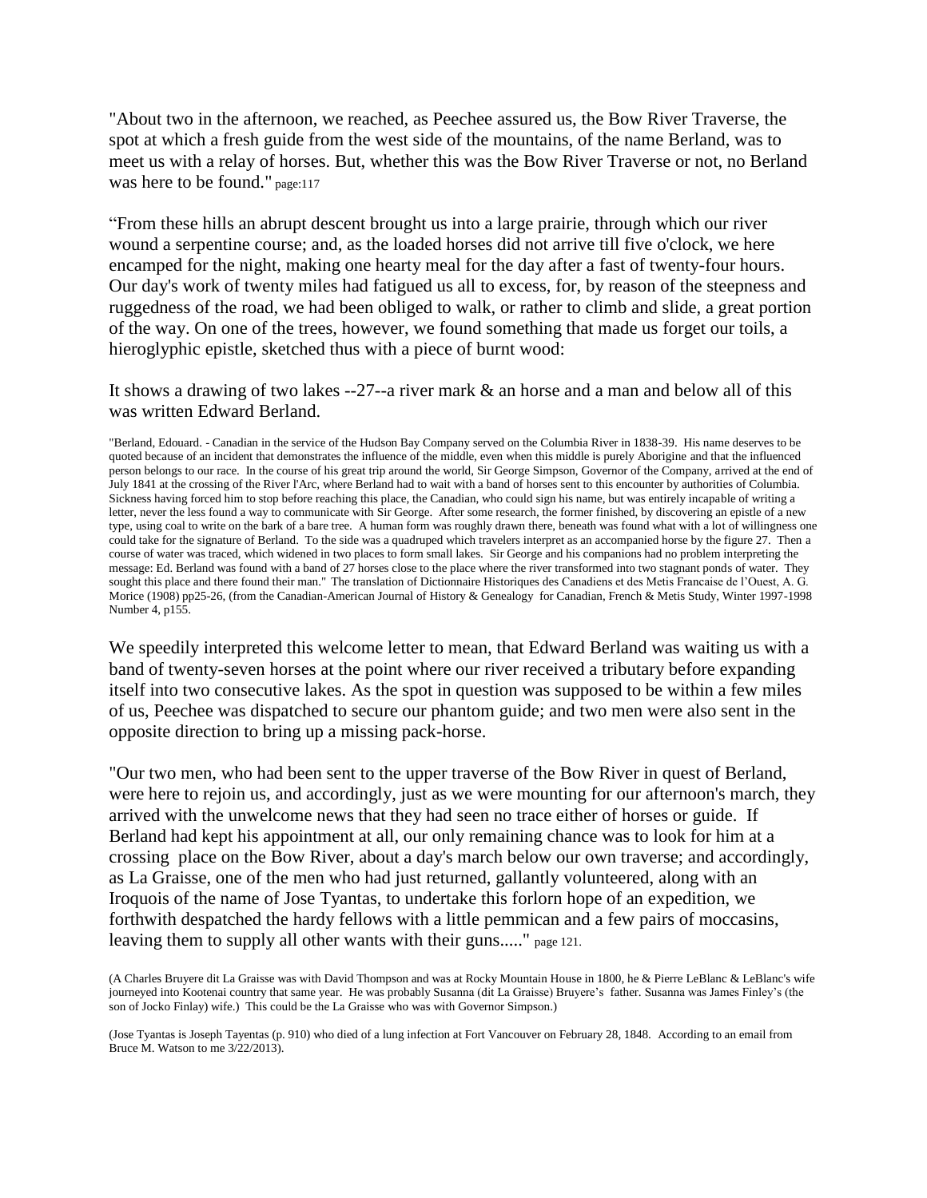"About two in the afternoon, we reached, as Peechee assured us, the Bow River Traverse, the spot at which a fresh guide from the west side of the mountains, of the name Berland, was to meet us with a relay of horses. But, whether this was the Bow River Traverse or not, no Berland was here to be found." page:117

“From these hills an abrupt descent brought us into a large prairie, through which our river wound a serpentine course; and, as the loaded horses did not arrive till five o'clock, we here encamped for the night, making one hearty meal for the day after a fast of twenty-four hours. Our day's work of twenty miles had fatigued us all to excess, for, by reason of the steepness and ruggedness of the road, we had been obliged to walk, or rather to climb and slide, a great portion of the way. On one of the trees, however, we found something that made us forget our toils, a hieroglyphic epistle, sketched thus with a piece of burnt wood:

It shows a drawing of two lakes --27--a river mark & an horse and a man and below all of this was written Edward Berland.

"Berland, Edouard. - Canadian in the service of the Hudson Bay Company served on the Columbia River in 1838-39. His name deserves to be quoted because of an incident that demonstrates the influence of the middle, even when this middle is purely Aborigine and that the influenced person belongs to our race. In the course of his great trip around the world, Sir George Simpson, Governor of the Company, arrived at the end of July 1841 at the crossing of the River l'Arc, where Berland had to wait with a band of horses sent to this encounter by authorities of Columbia. Sickness having forced him to stop before reaching this place, the Canadian, who could sign his name, but was entirely incapable of writing a letter, never the less found a way to communicate with Sir George. After some research, the former finished, by discovering an epistle of a new type, using coal to write on the bark of a bare tree. A human form was roughly drawn there, beneath was found what with a lot of willingness one could take for the signature of Berland. To the side was a quadruped which travelers interpret as an accompanied horse by the figure 27. Then a course of water was traced, which widened in two places to form small lakes. Sir George and his companions had no problem interpreting the message: Ed. Berland was found with a band of 27 horses close to the place where the river transformed into two stagnant ponds of water. They sought this place and there found their man." The translation of Dictionnaire Historiques des Canadiens et des Metis Francaise de l’Ouest, A. G. Morice (1908) pp25-26, (from the Canadian-American Journal of History & Genealogy for Canadian, French & Metis Study, Winter 1997-1998 Number 4, p155.

We speedily interpreted this welcome letter to mean, that Edward Berland was waiting us with a band of twenty-seven horses at the point where our river received a tributary before expanding itself into two consecutive lakes. As the spot in question was supposed to be within a few miles of us, Peechee was dispatched to secure our phantom guide; and two men were also sent in the opposite direction to bring up a missing pack-horse.

"Our two men, who had been sent to the upper traverse of the Bow River in quest of Berland, were here to rejoin us, and accordingly, just as we were mounting for our afternoon's march, they arrived with the unwelcome news that they had seen no trace either of horses or guide. If Berland had kept his appointment at all, our only remaining chance was to look for him at a crossing place on the Bow River, about a day's march below our own traverse; and accordingly, as La Graisse, one of the men who had just returned, gallantly volunteered, along with an Iroquois of the name of Jose Tyantas, to undertake this forlorn hope of an expedition, we forthwith despatched the hardy fellows with a little pemmican and a few pairs of moccasins, leaving them to supply all other wants with their guns....." page 121.

(A Charles Bruyere dit La Graisse was with David Thompson and was at Rocky Mountain House in 1800, he & Pierre LeBlanc & LeBlanc's wife journeyed into Kootenai country that same year. He was probably Susanna (dit La Graisse) Bruyere’s father. Susanna was James Finley’s (the son of Jocko Finlay) wife.) This could be the La Graisse who was with Governor Simpson.)

(Jose Tyantas is Joseph Tayentas (p. 910) who died of a lung infection at Fort Vancouver on February 28, 1848. According to an email from Bruce M. Watson to me 3/22/2013).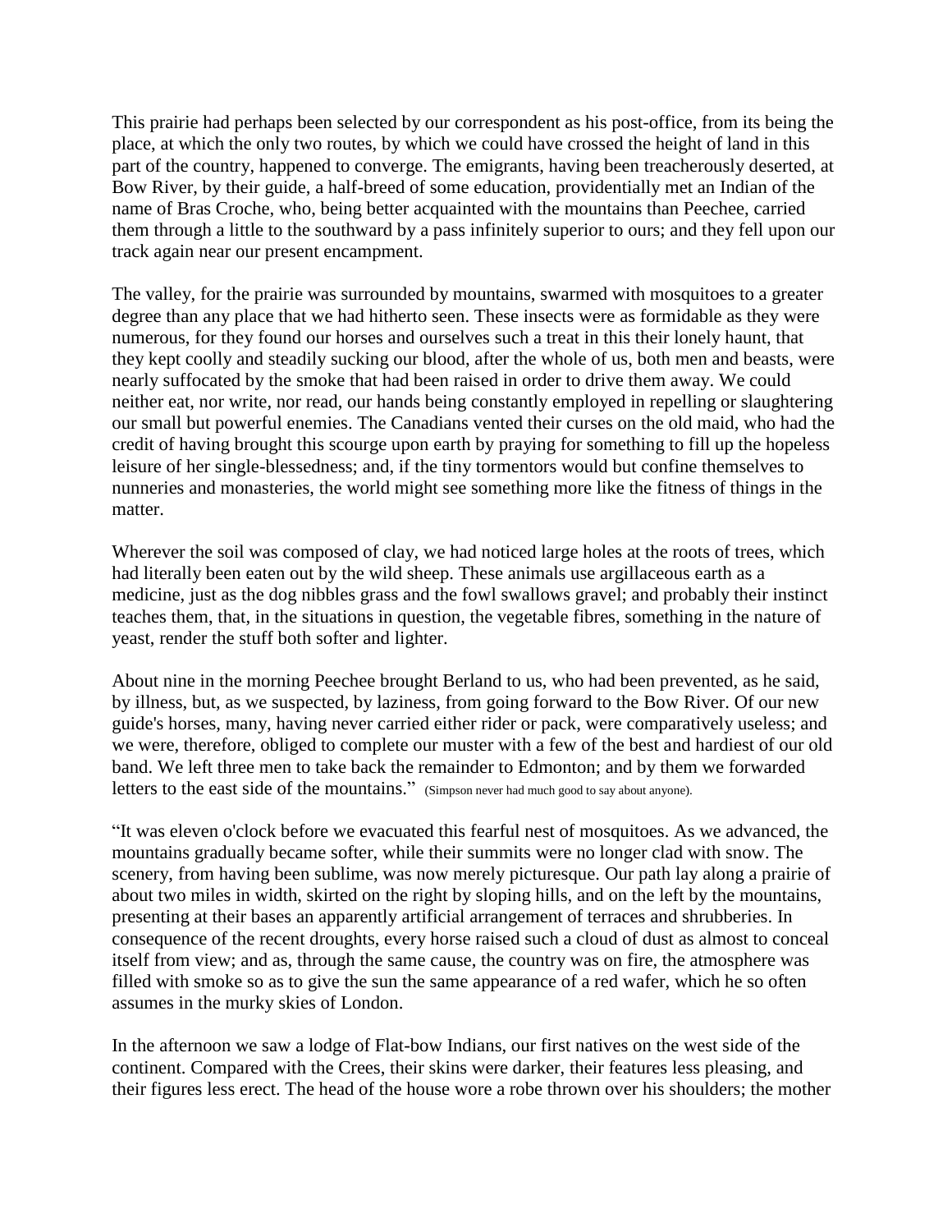This prairie had perhaps been selected by our correspondent as his post-office, from its being the place, at which the only two routes, by which we could have crossed the height of land in this part of the country, happened to converge. The emigrants, having been treacherously deserted, at Bow River, by their guide, a half-breed of some education, providentially met an Indian of the name of Bras Croche, who, being better acquainted with the mountains than Peechee, carried them through a little to the southward by a pass infinitely superior to ours; and they fell upon our track again near our present encampment.

The valley, for the prairie was surrounded by mountains, swarmed with mosquitoes to a greater degree than any place that we had hitherto seen. These insects were as formidable as they were numerous, for they found our horses and ourselves such a treat in this their lonely haunt, that they kept coolly and steadily sucking our blood, after the whole of us, both men and beasts, were nearly suffocated by the smoke that had been raised in order to drive them away. We could neither eat, nor write, nor read, our hands being constantly employed in repelling or slaughtering our small but powerful enemies. The Canadians vented their curses on the old maid, who had the credit of having brought this scourge upon earth by praying for something to fill up the hopeless leisure of her single-blessedness; and, if the tiny tormentors would but confine themselves to nunneries and monasteries, the world might see something more like the fitness of things in the matter.

Wherever the soil was composed of clay, we had noticed large holes at the roots of trees, which had literally been eaten out by the wild sheep. These animals use argillaceous earth as a medicine, just as the dog nibbles grass and the fowl swallows gravel; and probably their instinct teaches them, that, in the situations in question, the vegetable fibres, something in the nature of yeast, render the stuff both softer and lighter.

About nine in the morning Peechee brought Berland to us, who had been prevented, as he said, by illness, but, as we suspected, by laziness, from going forward to the Bow River. Of our new guide's horses, many, having never carried either rider or pack, were comparatively useless; and we were, therefore, obliged to complete our muster with a few of the best and hardiest of our old band. We left three men to take back the remainder to Edmonton; and by them we forwarded letters to the east side of the mountains." (Simpson never had much good to say about anyone).

"It was eleven o'clock before we evacuated this fearful nest of mosquitoes. As we advanced, the mountains gradually became softer, while their summits were no longer clad with snow. The scenery, from having been sublime, was now merely picturesque. Our path lay along a prairie of about two miles in width, skirted on the right by sloping hills, and on the left by the mountains, presenting at their bases an apparently artificial arrangement of terraces and shrubberies. In consequence of the recent droughts, every horse raised such a cloud of dust as almost to conceal itself from view; and as, through the same cause, the country was on fire, the atmosphere was filled with smoke so as to give the sun the same appearance of a red wafer, which he so often assumes in the murky skies of London.

In the afternoon we saw a lodge of Flat-bow Indians, our first natives on the west side of the continent. Compared with the Crees, their skins were darker, their features less pleasing, and their figures less erect. The head of the house wore a robe thrown over his shoulders; the mother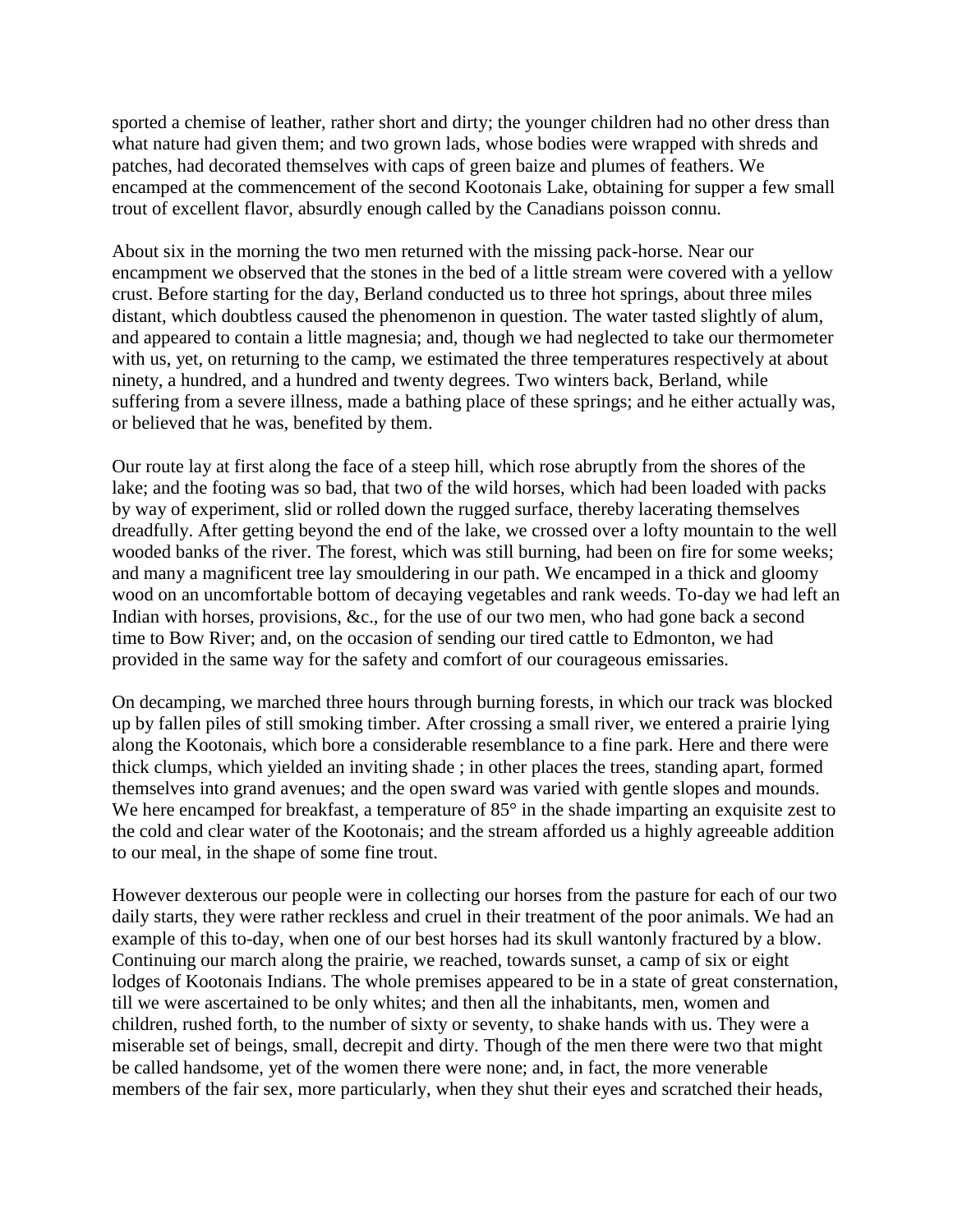sported a chemise of leather, rather short and dirty; the younger children had no other dress than what nature had given them; and two grown lads, whose bodies were wrapped with shreds and patches, had decorated themselves with caps of green baize and plumes of feathers. We encamped at the commencement of the second Kootonais Lake, obtaining for supper a few small trout of excellent flavor, absurdly enough called by the Canadians poisson connu.

About six in the morning the two men returned with the missing pack-horse. Near our encampment we observed that the stones in the bed of a little stream were covered with a yellow crust. Before starting for the day, Berland conducted us to three hot springs, about three miles distant, which doubtless caused the phenomenon in question. The water tasted slightly of alum, and appeared to contain a little magnesia; and, though we had neglected to take our thermometer with us, yet, on returning to the camp, we estimated the three temperatures respectively at about ninety, a hundred, and a hundred and twenty degrees. Two winters back, Berland, while suffering from a severe illness, made a bathing place of these springs; and he either actually was, or believed that he was, benefited by them.

Our route lay at first along the face of a steep hill, which rose abruptly from the shores of the lake; and the footing was so bad, that two of the wild horses, which had been loaded with packs by way of experiment, slid or rolled down the rugged surface, thereby lacerating themselves dreadfully. After getting beyond the end of the lake, we crossed over a lofty mountain to the well wooded banks of the river. The forest, which was still burning, had been on fire for some weeks; and many a magnificent tree lay smouldering in our path. We encamped in a thick and gloomy wood on an uncomfortable bottom of decaying vegetables and rank weeds. To-day we had left an Indian with horses, provisions, &c., for the use of our two men, who had gone back a second time to Bow River; and, on the occasion of sending our tired cattle to Edmonton, we had provided in the same way for the safety and comfort of our courageous emissaries.

On decamping, we marched three hours through burning forests, in which our track was blocked up by fallen piles of still smoking timber. After crossing a small river, we entered a prairie lying along the Kootonais, which bore a considerable resemblance to a fine park. Here and there were thick clumps, which yielded an inviting shade ; in other places the trees, standing apart, formed themselves into grand avenues; and the open sward was varied with gentle slopes and mounds. We here encamped for breakfast, a temperature of 85° in the shade imparting an exquisite zest to the cold and clear water of the Kootonais; and the stream afforded us a highly agreeable addition to our meal, in the shape of some fine trout.

However dexterous our people were in collecting our horses from the pasture for each of our two daily starts, they were rather reckless and cruel in their treatment of the poor animals. We had an example of this to-day, when one of our best horses had its skull wantonly fractured by a blow. Continuing our march along the prairie, we reached, towards sunset, a camp of six or eight lodges of Kootonais Indians. The whole premises appeared to be in a state of great consternation, till we were ascertained to be only whites; and then all the inhabitants, men, women and children, rushed forth, to the number of sixty or seventy, to shake hands with us. They were a miserable set of beings, small, decrepit and dirty. Though of the men there were two that might be called handsome, yet of the women there were none; and, in fact, the more venerable members of the fair sex, more particularly, when they shut their eyes and scratched their heads,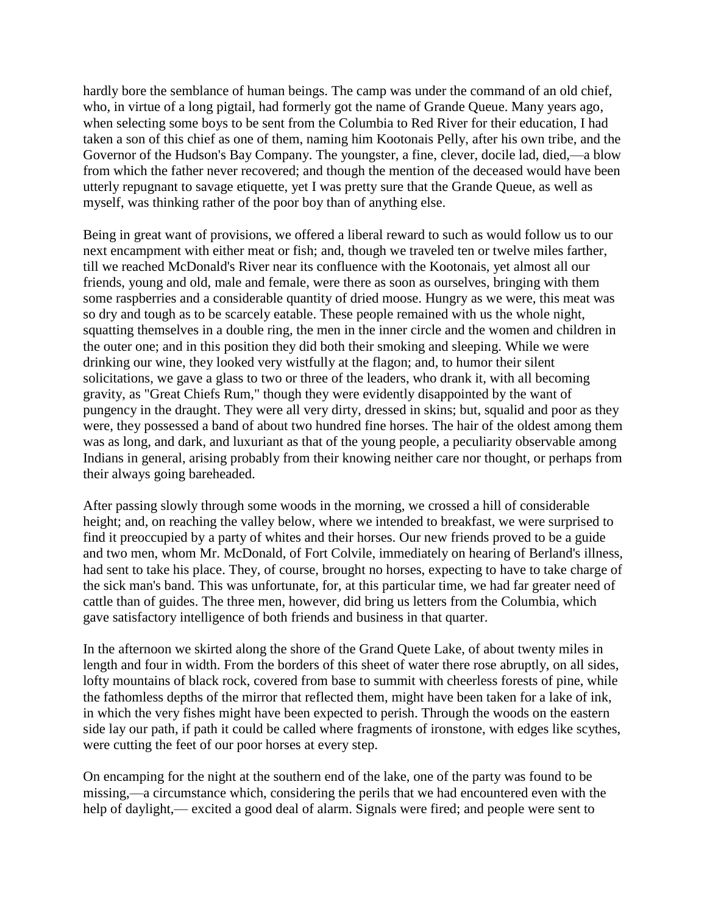hardly bore the semblance of human beings. The camp was under the command of an old chief, who, in virtue of a long pigtail, had formerly got the name of Grande Queue. Many years ago, when selecting some boys to be sent from the Columbia to Red River for their education, I had taken a son of this chief as one of them, naming him Kootonais Pelly, after his own tribe, and the Governor of the Hudson's Bay Company. The youngster, a fine, clever, docile lad, died,—a blow from which the father never recovered; and though the mention of the deceased would have been utterly repugnant to savage etiquette, yet I was pretty sure that the Grande Queue, as well as myself, was thinking rather of the poor boy than of anything else.

Being in great want of provisions, we offered a liberal reward to such as would follow us to our next encampment with either meat or fish; and, though we traveled ten or twelve miles farther, till we reached McDonald's River near its confluence with the Kootonais, yet almost all our friends, young and old, male and female, were there as soon as ourselves, bringing with them some raspberries and a considerable quantity of dried moose. Hungry as we were, this meat was so dry and tough as to be scarcely eatable. These people remained with us the whole night, squatting themselves in a double ring, the men in the inner circle and the women and children in the outer one; and in this position they did both their smoking and sleeping. While we were drinking our wine, they looked very wistfully at the flagon; and, to humor their silent solicitations, we gave a glass to two or three of the leaders, who drank it, with all becoming gravity, as "Great Chiefs Rum," though they were evidently disappointed by the want of pungency in the draught. They were all very dirty, dressed in skins; but, squalid and poor as they were, they possessed a band of about two hundred fine horses. The hair of the oldest among them was as long, and dark, and luxuriant as that of the young people, a peculiarity observable among Indians in general, arising probably from their knowing neither care nor thought, or perhaps from their always going bareheaded.

After passing slowly through some woods in the morning, we crossed a hill of considerable height; and, on reaching the valley below, where we intended to breakfast, we were surprised to find it preoccupied by a party of whites and their horses. Our new friends proved to be a guide and two men, whom Mr. McDonald, of Fort Colvile, immediately on hearing of Berland's illness, had sent to take his place. They, of course, brought no horses, expecting to have to take charge of the sick man's band. This was unfortunate, for, at this particular time, we had far greater need of cattle than of guides. The three men, however, did bring us letters from the Columbia, which gave satisfactory intelligence of both friends and business in that quarter.

In the afternoon we skirted along the shore of the Grand Quete Lake, of about twenty miles in length and four in width. From the borders of this sheet of water there rose abruptly, on all sides, lofty mountains of black rock, covered from base to summit with cheerless forests of pine, while the fathomless depths of the mirror that reflected them, might have been taken for a lake of ink, in which the very fishes might have been expected to perish. Through the woods on the eastern side lay our path, if path it could be called where fragments of ironstone, with edges like scythes, were cutting the feet of our poor horses at every step.

On encamping for the night at the southern end of the lake, one of the party was found to be missing,—a circumstance which, considering the perils that we had encountered even with the help of daylight,— excited a good deal of alarm. Signals were fired; and people were sent to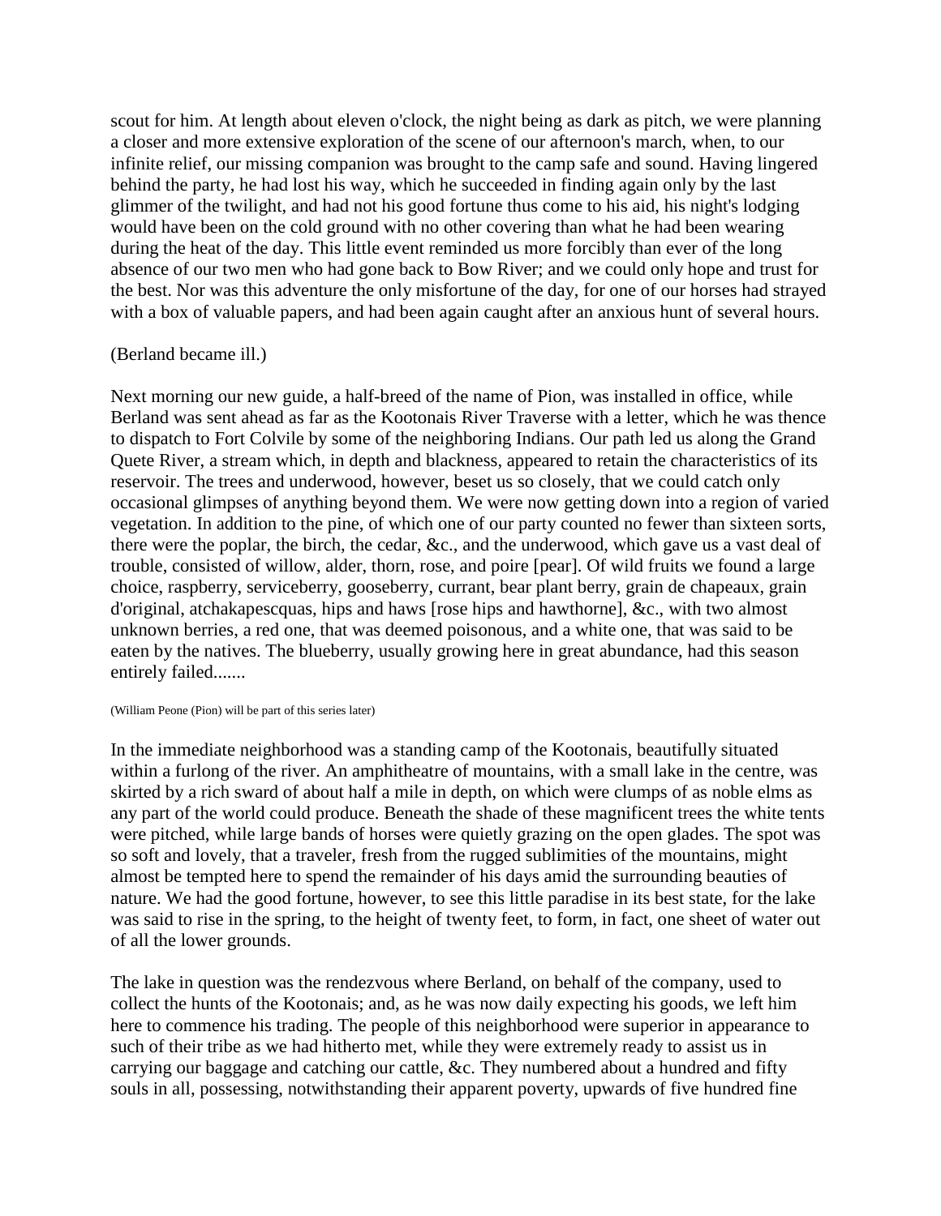scout for him. At length about eleven o'clock, the night being as dark as pitch, we were planning a closer and more extensive exploration of the scene of our afternoon's march, when, to our infinite relief, our missing companion was brought to the camp safe and sound. Having lingered behind the party, he had lost his way, which he succeeded in finding again only by the last glimmer of the twilight, and had not his good fortune thus come to his aid, his night's lodging would have been on the cold ground with no other covering than what he had been wearing during the heat of the day. This little event reminded us more forcibly than ever of the long absence of our two men who had gone back to Bow River; and we could only hope and trust for the best. Nor was this adventure the only misfortune of the day, for one of our horses had strayed with a box of valuable papers, and had been again caught after an anxious hunt of several hours.

(Berland became ill.)

Next morning our new guide, a half-breed of the name of Pion, was installed in office, while Berland was sent ahead as far as the Kootonais River Traverse with a letter, which he was thence to dispatch to Fort Colvile by some of the neighboring Indians. Our path led us along the Grand Quete River, a stream which, in depth and blackness, appeared to retain the characteristics of its reservoir. The trees and underwood, however, beset us so closely, that we could catch only occasional glimpses of anything beyond them. We were now getting down into a region of varied vegetation. In addition to the pine, of which one of our party counted no fewer than sixteen sorts, there were the poplar, the birch, the cedar, &c., and the underwood, which gave us a vast deal of trouble, consisted of willow, alder, thorn, rose, and poire [pear]. Of wild fruits we found a large choice, raspberry, serviceberry, gooseberry, currant, bear plant berry, grain de chapeaux, grain d'original, atchakapescquas, hips and haws [rose hips and hawthorne], &c., with two almost unknown berries, a red one, that was deemed poisonous, and a white one, that was said to be eaten by the natives. The blueberry, usually growing here in great abundance, had this season entirely failed.......

(William Peone (Pion) will be part of this series later)

In the immediate neighborhood was a standing camp of the Kootonais, beautifully situated within a furlong of the river. An amphitheatre of mountains, with a small lake in the centre, was skirted by a rich sward of about half a mile in depth, on which were clumps of as noble elms as any part of the world could produce. Beneath the shade of these magnificent trees the white tents were pitched, while large bands of horses were quietly grazing on the open glades. The spot was so soft and lovely, that a traveler, fresh from the rugged sublimities of the mountains, might almost be tempted here to spend the remainder of his days amid the surrounding beauties of nature. We had the good fortune, however, to see this little paradise in its best state, for the lake was said to rise in the spring, to the height of twenty feet, to form, in fact, one sheet of water out of all the lower grounds.

The lake in question was the rendezvous where Berland, on behalf of the company, used to collect the hunts of the Kootonais; and, as he was now daily expecting his goods, we left him here to commence his trading. The people of this neighborhood were superior in appearance to such of their tribe as we had hitherto met, while they were extremely ready to assist us in carrying our baggage and catching our cattle, &c. They numbered about a hundred and fifty souls in all, possessing, notwithstanding their apparent poverty, upwards of five hundred fine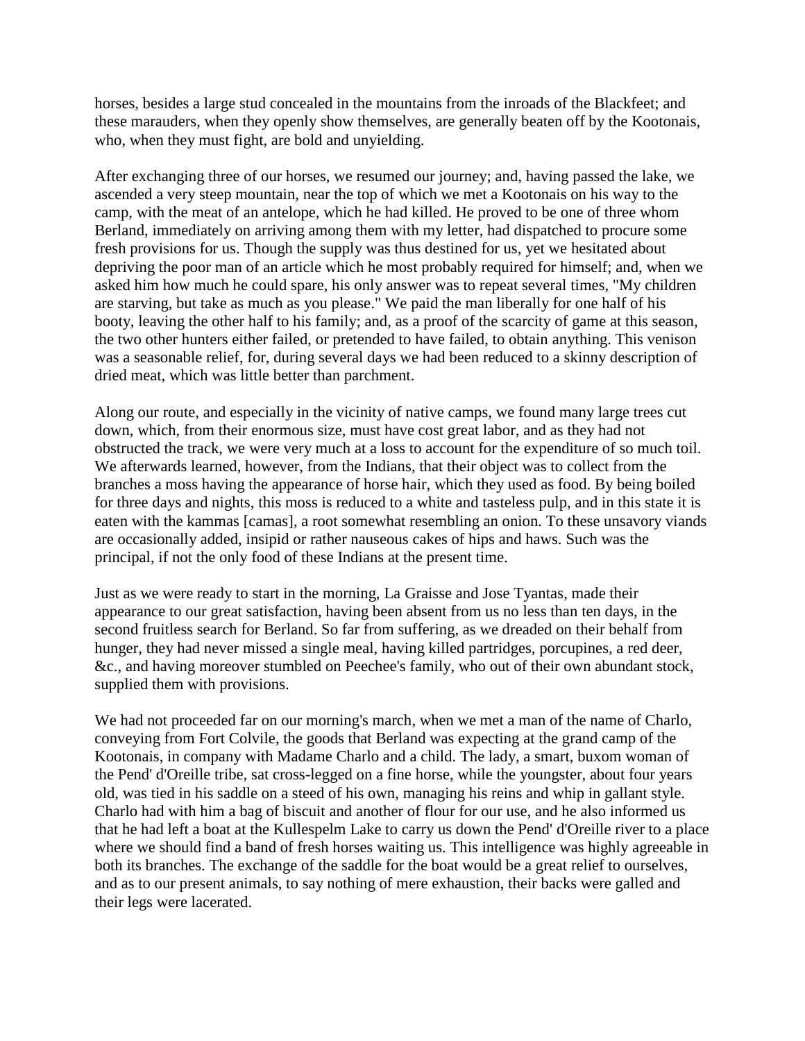horses, besides a large stud concealed in the mountains from the inroads of the Blackfeet; and these marauders, when they openly show themselves, are generally beaten off by the Kootonais, who, when they must fight, are bold and unyielding.

After exchanging three of our horses, we resumed our journey; and, having passed the lake, we ascended a very steep mountain, near the top of which we met a Kootonais on his way to the camp, with the meat of an antelope, which he had killed. He proved to be one of three whom Berland, immediately on arriving among them with my letter, had dispatched to procure some fresh provisions for us. Though the supply was thus destined for us, yet we hesitated about depriving the poor man of an article which he most probably required for himself; and, when we asked him how much he could spare, his only answer was to repeat several times, "My children are starving, but take as much as you please." We paid the man liberally for one half of his booty, leaving the other half to his family; and, as a proof of the scarcity of game at this season, the two other hunters either failed, or pretended to have failed, to obtain anything. This venison was a seasonable relief, for, during several days we had been reduced to a skinny description of dried meat, which was little better than parchment.

Along our route, and especially in the vicinity of native camps, we found many large trees cut down, which, from their enormous size, must have cost great labor, and as they had not obstructed the track, we were very much at a loss to account for the expenditure of so much toil. We afterwards learned, however, from the Indians, that their object was to collect from the branches a moss having the appearance of horse hair, which they used as food. By being boiled for three days and nights, this moss is reduced to a white and tasteless pulp, and in this state it is eaten with the kammas [camas], a root somewhat resembling an onion. To these unsavory viands are occasionally added, insipid or rather nauseous cakes of hips and haws. Such was the principal, if not the only food of these Indians at the present time.

Just as we were ready to start in the morning, La Graisse and Jose Tyantas, made their appearance to our great satisfaction, having been absent from us no less than ten days, in the second fruitless search for Berland. So far from suffering, as we dreaded on their behalf from hunger, they had never missed a single meal, having killed partridges, porcupines, a red deer, &c., and having moreover stumbled on Peechee's family, who out of their own abundant stock, supplied them with provisions.

We had not proceeded far on our morning's march, when we met a man of the name of Charlo, conveying from Fort Colvile, the goods that Berland was expecting at the grand camp of the Kootonais, in company with Madame Charlo and a child. The lady, a smart, buxom woman of the Pend' d'Oreille tribe, sat cross-legged on a fine horse, while the youngster, about four years old, was tied in his saddle on a steed of his own, managing his reins and whip in gallant style. Charlo had with him a bag of biscuit and another of flour for our use, and he also informed us that he had left a boat at the Kullespelm Lake to carry us down the Pend' d'Oreille river to a place where we should find a band of fresh horses waiting us. This intelligence was highly agreeable in both its branches. The exchange of the saddle for the boat would be a great relief to ourselves, and as to our present animals, to say nothing of mere exhaustion, their backs were galled and their legs were lacerated.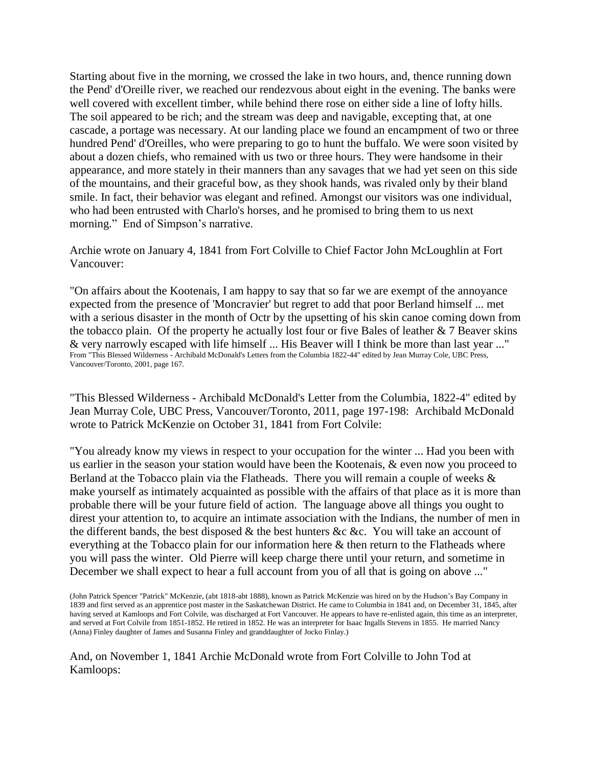Starting about five in the morning, we crossed the lake in two hours, and, thence running down the Pend' d'Oreille river, we reached our rendezvous about eight in the evening. The banks were well covered with excellent timber, while behind there rose on either side a line of lofty hills. The soil appeared to be rich; and the stream was deep and navigable, excepting that, at one cascade, a portage was necessary. At our landing place we found an encampment of two or three hundred Pend' d'Oreilles, who were preparing to go to hunt the buffalo. We were soon visited by about a dozen chiefs, who remained with us two or three hours. They were handsome in their appearance, and more stately in their manners than any savages that we had yet seen on this side of the mountains, and their graceful bow, as they shook hands, was rivaled only by their bland smile. In fact, their behavior was elegant and refined. Amongst our visitors was one individual, who had been entrusted with Charlo's horses, and he promised to bring them to us next morning." End of Simpson's narrative.

Archie wrote on January 4, 1841 from Fort Colville to Chief Factor John McLoughlin at Fort Vancouver:

"On affairs about the Kootenais, I am happy to say that so far we are exempt of the annoyance expected from the presence of 'Moncravier' but regret to add that poor Berland himself ... met with a serious disaster in the month of Octr by the upsetting of his skin canoe coming down from the tobacco plain. Of the property he actually lost four or five Bales of leather & 7 Beaver skins & very narrowly escaped with life himself ... His Beaver will I think be more than last year ..." From "This Blessed Wilderness - Archibald McDonald's Letters from the Columbia 1822-44" edited by Jean Murray Cole, UBC Press, Vancouver/Toronto, 2001, page 167.

"This Blessed Wilderness - Archibald McDonald's Letter from the Columbia, 1822-4" edited by Jean Murray Cole, UBC Press, Vancouver/Toronto, 2011, page 197-198: Archibald McDonald wrote to Patrick McKenzie on October 31, 1841 from Fort Colvile:

"You already know my views in respect to your occupation for the winter ... Had you been with us earlier in the season your station would have been the Kootenais, & even now you proceed to Berland at the Tobacco plain via the Flatheads. There you will remain a couple of weeks & make yourself as intimately acquainted as possible with the affairs of that place as it is more than probable there will be your future field of action. The language above all things you ought to direst your attention to, to acquire an intimate association with the Indians, the number of men in the different bands, the best disposed & the best hunters &c &c. You will take an account of everything at the Tobacco plain for our information here & then return to the Flatheads where you will pass the winter. Old Pierre will keep charge there until your return, and sometime in December we shall expect to hear a full account from you of all that is going on above ..."

(John Patrick Spencer "Patrick" McKenzie, (abt 1818-abt 1888), known as Patrick McKenzie was hired on by the Hudson's Bay Company in 1839 and first served as an apprentice post master in the Saskatchewan District. He came to Columbia in 1841 and, on December 31, 1845, after having served at Kamloops and Fort Colvile, was discharged at Fort Vancouver. He appears to have re-enlisted again, this time as an interpreter, and served at Fort Colvile from 1851-1852. He retired in 1852. He was an interpreter for Isaac Ingalls Stevens in 1855. He married Nancy (Anna) Finley daughter of James and Susanna Finley and granddaughter of Jocko Finlay.)

And, on November 1, 1841 Archie McDonald wrote from Fort Colville to John Tod at Kamloops: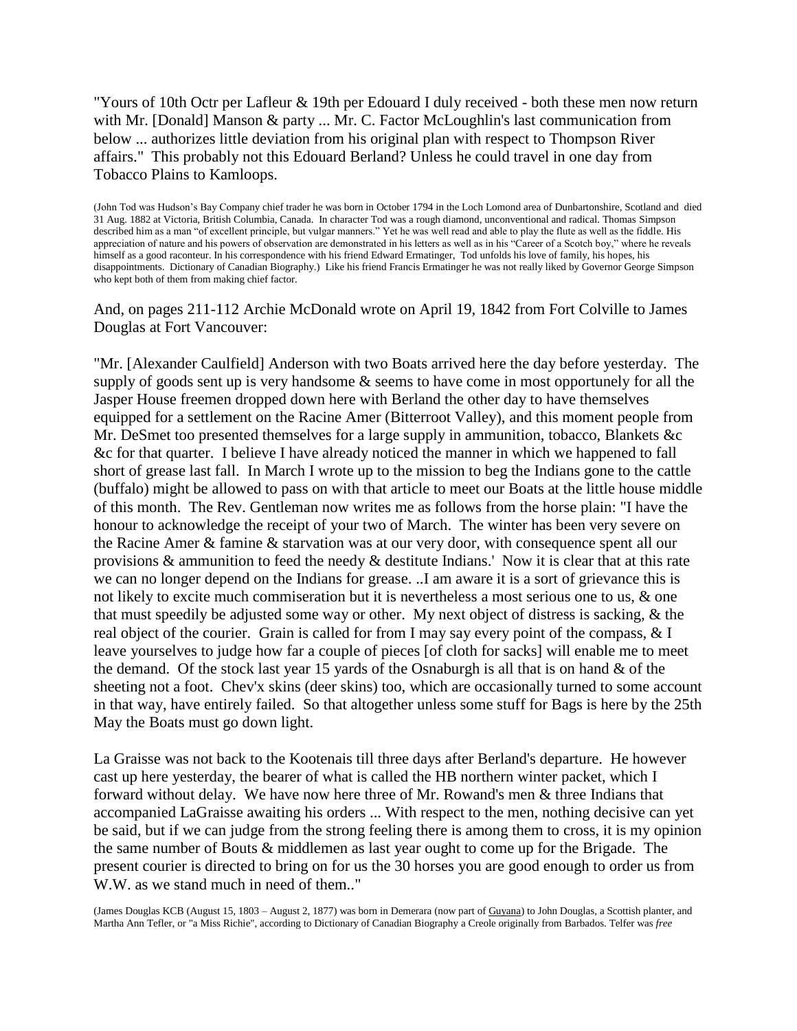"Yours of 10th Octr per Lafleur & 19th per Edouard I duly received - both these men now return with Mr. [Donald] Manson & party ... Mr. C. Factor McLoughlin's last communication from below ... authorizes little deviation from his original plan with respect to Thompson River affairs." This probably not this Edouard Berland? Unless he could travel in one day from Tobacco Plains to Kamloops.

(John Tod was Hudson's Bay Company chief trader he was born in October 1794 in the Loch Lomond area of Dunbartonshire, Scotland and died 31 Aug. 1882 at Victoria, British Columbia, Canada. In character Tod was a rough diamond, unconventional and radical. Thomas Simpson described him as a man "of excellent principle, but vulgar manners." Yet he was well read and able to play the flute as well as the fiddle. His appreciation of nature and his powers of observation are demonstrated in his letters as well as in his "Career of a Scotch boy," where he reveals himself as a good raconteur. In his correspondence with his friend Edward Ermatinger, Tod unfolds his love of family, his hopes, his disappointments. Dictionary of Canadian Biography.) Like his friend Francis Ermatinger he was not really liked by Governor George Simpson who kept both of them from making chief factor.

And, on pages 211-112 Archie McDonald wrote on April 19, 1842 from Fort Colville to James Douglas at Fort Vancouver:

"Mr. [Alexander Caulfield] Anderson with two Boats arrived here the day before yesterday. The supply of goods sent up is very handsome & seems to have come in most opportunely for all the Jasper House freemen dropped down here with Berland the other day to have themselves equipped for a settlement on the Racine Amer (Bitterroot Valley), and this moment people from Mr. DeSmet too presented themselves for a large supply in ammunition, tobacco, Blankets &c &c for that quarter. I believe I have already noticed the manner in which we happened to fall short of grease last fall. In March I wrote up to the mission to beg the Indians gone to the cattle (buffalo) might be allowed to pass on with that article to meet our Boats at the little house middle of this month. The Rev. Gentleman now writes me as follows from the horse plain: "I have the honour to acknowledge the receipt of your two of March. The winter has been very severe on the Racine Amer & famine & starvation was at our very door, with consequence spent all our provisions & ammunition to feed the needy & destitute Indians.' Now it is clear that at this rate we can no longer depend on the Indians for grease. ..I am aware it is a sort of grievance this is not likely to excite much commiseration but it is nevertheless a most serious one to us, & one that must speedily be adjusted some way or other. My next object of distress is sacking, & the real object of the courier. Grain is called for from I may say every point of the compass, & I leave yourselves to judge how far a couple of pieces [of cloth for sacks] will enable me to meet the demand. Of the stock last year 15 yards of the Osnaburgh is all that is on hand & of the sheeting not a foot. Chev'x skins (deer skins) too, which are occasionally turned to some account in that way, have entirely failed. So that altogether unless some stuff for Bags is here by the 25th May the Boats must go down light.

La Graisse was not back to the Kootenais till three days after Berland's departure. He however cast up here yesterday, the bearer of what is called the HB northern winter packet, which I forward without delay. We have now here three of Mr. Rowand's men & three Indians that accompanied LaGraisse awaiting his orders ... With respect to the men, nothing decisive can yet be said, but if we can judge from the strong feeling there is among them to cross, it is my opinion the same number of Bouts & middlemen as last year ought to come up for the Brigade. The present courier is directed to bring on for us the 30 horses you are good enough to order us from W.W. as we stand much in need of them.."

(James Douglas KCB (August 15, 1803 – August 2, 1877) was born in Demerara (now part of Guyana) to John Douglas, a Scottish planter, and Martha Ann Tefler, or "a Miss Richie", according to Dictionary of Canadian Biography a Creole originally from Barbados. Telfer was *free*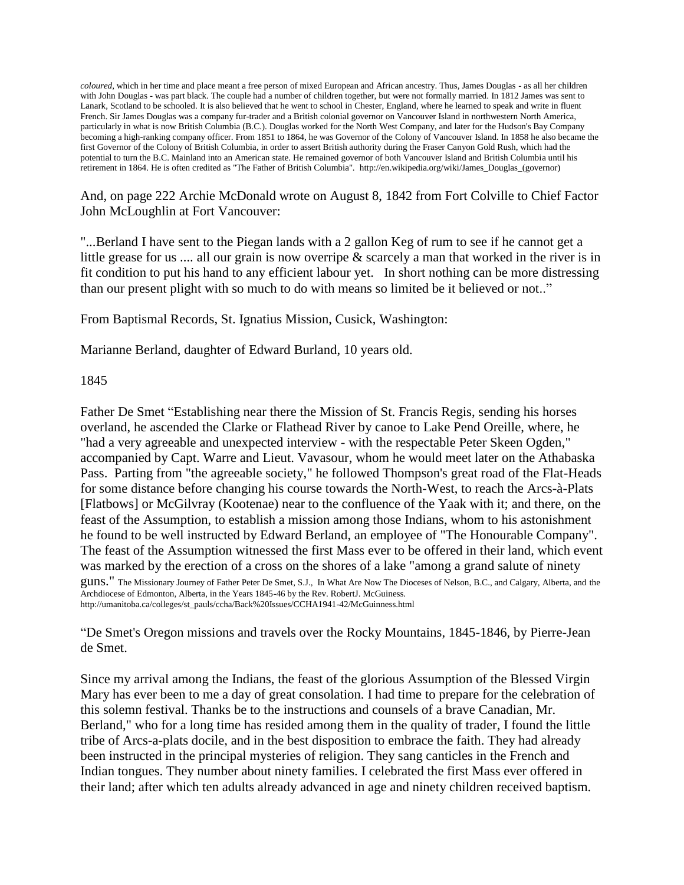*coloured*, which in her time and place meant a free person of mixed European and African ancestry. Thus, James Douglas - as all her children with John Douglas - was part black. The couple had a number of children together, but were not formally married. In 1812 James was sent to Lanark, Scotland to be schooled. It is also believed that he went to school in Chester, England, where he learned to speak and write in fluent French. Sir James Douglas was a company fur-trader and a British colonial governor on Vancouver Island in northwestern North America, particularly in what is now British Columbia (B.C.). Douglas worked for the North West Company, and later for the Hudson's Bay Company becoming a high-ranking company officer. From 1851 to 1864, he was Governor of the Colony of Vancouver Island. In 1858 he also became the first Governor of the Colony of British Columbia, in order to assert British authority during the Fraser Canyon Gold Rush, which had the potential to turn the B.C. Mainland into an American state. He remained governor of both Vancouver Island and British Columbia until his retirement in 1864. He is often credited as "The Father of British Columbia". http://en.wikipedia.org/wiki/James_Douglas_(governor)

And, on page 222 Archie McDonald wrote on August 8, 1842 from Fort Colville to Chief Factor John McLoughlin at Fort Vancouver:

"...Berland I have sent to the Piegan lands with a 2 gallon Keg of rum to see if he cannot get a little grease for us .... all our grain is now overripe & scarcely a man that worked in the river is in fit condition to put his hand to any efficient labour yet. In short nothing can be more distressing than our present plight with so much to do with means so limited be it believed or not.."

From Baptismal Records, St. Ignatius Mission, Cusick, Washington:

Marianne Berland, daughter of Edward Burland, 10 years old.

1845

Father De Smet "Establishing near there the Mission of St. Francis Regis, sending his horses overland, he ascended the Clarke or Flathead River by canoe to Lake Pend Oreille, where, he "had a very agreeable and unexpected interview - with the respectable Peter Skeen Ogden," accompanied by Capt. Warre and Lieut. Vavasour, whom he would meet later on the Athabaska Pass. Parting from "the agreeable society," he followed Thompson's great road of the Flat-Heads for some distance before changing his course towards the North-West, to reach the Arcs-à-Plats [Flatbows] or McGilvray (Kootenae) near to the confluence of the Yaak with it; and there, on the feast of the Assumption, to establish a mission among those Indians, whom to his astonishment he found to be well instructed by Edward Berland, an employee of "The Honourable Company". The feast of the Assumption witnessed the first Mass ever to be offered in their land, which event was marked by the erection of a cross on the shores of a lake "among a grand salute of ninety guns." The Missionary Journey of Father Peter De Smet, S.J., In What Are Now The Dioceses of Nelson, B.C., and Calgary, Alberta, and the Archdiocese of Edmonton, Alberta, in the Years 1845-46 by the Rev. RobertJ. McGuiness. http://umanitoba.ca/colleges/st_pauls/ccha/Back%20Issues/CCHA1941-42/McGuinness.html

"De Smet's Oregon missions and travels over the Rocky Mountains, 1845-1846, by Pierre-Jean de Smet.

Since my arrival among the Indians, the feast of the glorious Assumption of the Blessed Virgin Mary has ever been to me a day of great consolation. I had time to prepare for the celebration of this solemn festival. Thanks be to the instructions and counsels of a brave Canadian, Mr. Berland," who for a long time has resided among them in the quality of trader, I found the little tribe of Arcs-a-plats docile, and in the best disposition to embrace the faith. They had already been instructed in the principal mysteries of religion. They sang canticles in the French and Indian tongues. They number about ninety families. I celebrated the first Mass ever offered in their land; after which ten adults already advanced in age and ninety children received baptism.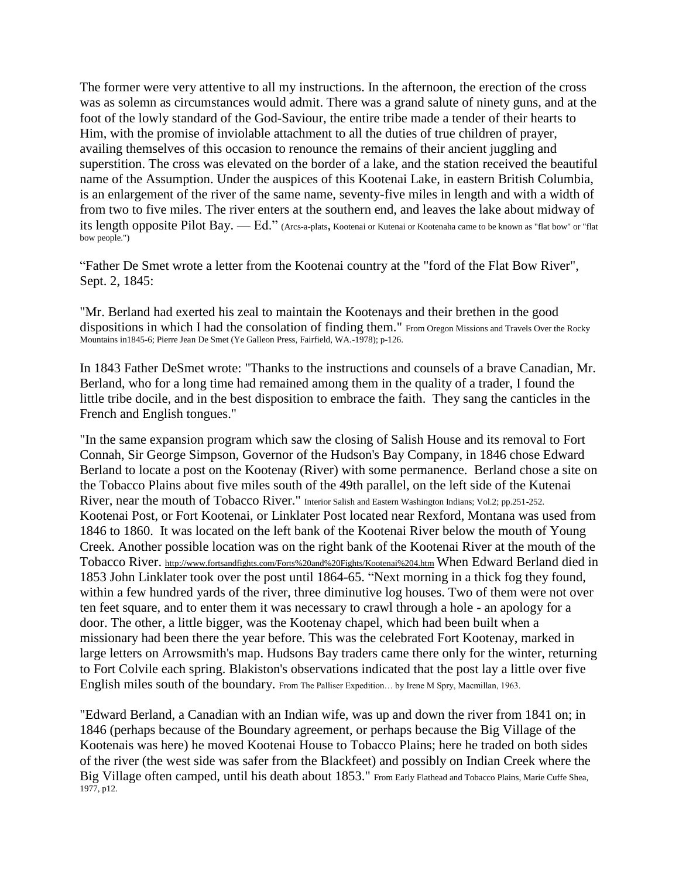The former were very attentive to all my instructions. In the afternoon, the erection of the cross was as solemn as circumstances would admit. There was a grand salute of ninety guns, and at the foot of the lowly standard of the God-Saviour, the entire tribe made a tender of their hearts to Him, with the promise of inviolable attachment to all the duties of true children of prayer, availing themselves of this occasion to renounce the remains of their ancient juggling and superstition. The cross was elevated on the border of a lake, and the station received the beautiful name of the Assumption. Under the auspices of this Kootenai Lake, in eastern British Columbia, is an enlargement of the river of the same name, seventy-five miles in length and with a width of from two to five miles. The river enters at the southern end, and leaves the lake about midway of its length opposite Pilot Bay. — Ed." (Arcs-a-plats, Kootenai or Kutenai or Kootenaha came to be known as "flat bow" or "flat bow people.")

"Father De Smet wrote a letter from the Kootenai country at the "ford of the Flat Bow River", Sept. 2, 1845:

"Mr. Berland had exerted his zeal to maintain the Kootenays and their brethen in the good dispositions in which I had the consolation of finding them." From Oregon Missions and Travels Over the Rocky Mountains in1845-6; Pierre Jean De Smet (Ye Galleon Press, Fairfield, WA.-1978); p-126.

In 1843 Father DeSmet wrote: "Thanks to the instructions and counsels of a brave Canadian, Mr. Berland, who for a long time had remained among them in the quality of a trader, I found the little tribe docile, and in the best disposition to embrace the faith. They sang the canticles in the French and English tongues."

"In the same expansion program which saw the closing of Salish House and its removal to Fort Connah, Sir George Simpson, Governor of the Hudson's Bay Company, in 1846 chose Edward Berland to locate a post on the Kootenay (River) with some permanence. Berland chose a site on the Tobacco Plains about five miles south of the 49th parallel, on the left side of the Kutenai River, near the mouth of Tobacco River." Interior Salish and Eastern Washington Indians; Vol.2; pp.251-252. Kootenai Post, or Fort Kootenai, or Linklater Post located near Rexford, Montana was used from 1846 to 1860. It was located on the left bank of the Kootenai River below the mouth of Young Creek. Another possible location was on the right bank of the Kootenai River at the mouth of the Tobacco River. http://www.fortsandfights.com/Forts%20and%20Fights/Kootenai%204.htm When Edward Berland died in 1853 John Linklater took over the post until 1864-65. "Next morning in a thick fog they found, within a few hundred yards of the river, three diminutive log houses. Two of them were not over ten feet square, and to enter them it was necessary to crawl through a hole - an apology for a door. The other, a little bigger, was the Kootenay chapel, which had been built when a missionary had been there the year before. This was the celebrated Fort Kootenay, marked in large letters on Arrowsmith's map. Hudsons Bay traders came there only for the winter, returning to Fort Colvile each spring. Blakiston's observations indicated that the post lay a little over five English miles south of the boundary. From The Palliser Expedition… by Irene M Spry, Macmillan, 1963.

"Edward Berland, a Canadian with an Indian wife, was up and down the river from 1841 on; in 1846 (perhaps because of the Boundary agreement, or perhaps because the Big Village of the Kootenais was here) he moved Kootenai House to Tobacco Plains; here he traded on both sides of the river (the west side was safer from the Blackfeet) and possibly on Indian Creek where the Big Village often camped, until his death about 1853." From Early Flathead and Tobacco Plains, Marie Cuffe Shea, 1977, p12.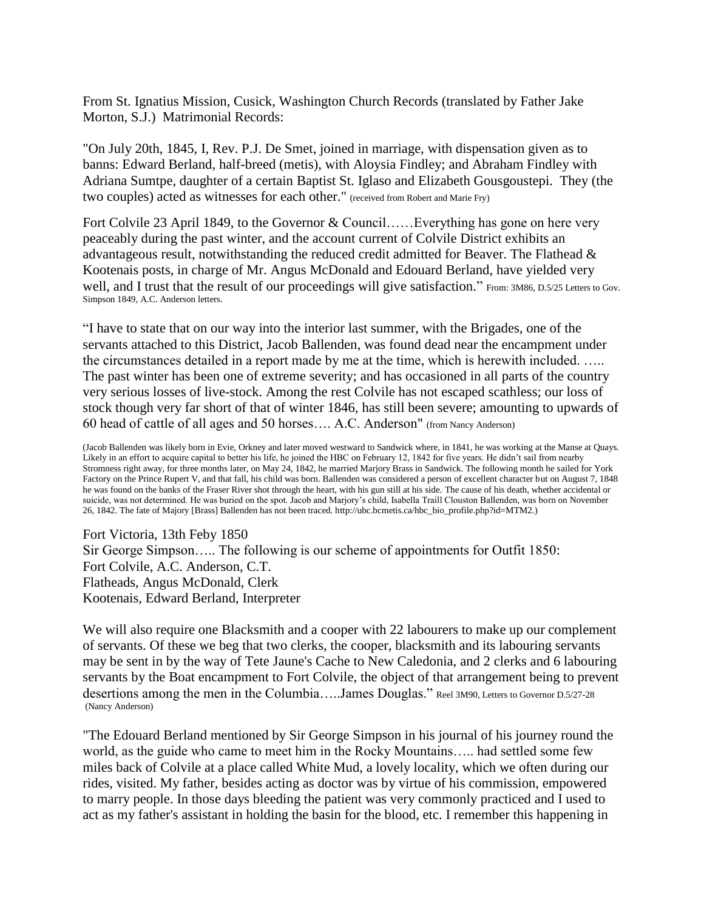From St. Ignatius Mission, Cusick, Washington Church Records (translated by Father Jake Morton, S.J.) Matrimonial Records:

"On July 20th, 1845, I, Rev. P.J. De Smet, joined in marriage, with dispensation given as to banns: Edward Berland, half-breed (metis), with Aloysia Findley; and Abraham Findley with Adriana Sumtpe, daughter of a certain Baptist St. Iglaso and Elizabeth Gousgoustepi. They (the two couples) acted as witnesses for each other." (received from Robert and Marie Fry)

Fort Colvile 23 April 1849, to the Governor & Council……Everything has gone on here very peaceably during the past winter, and the account current of Colvile District exhibits an advantageous result, notwithstanding the reduced credit admitted for Beaver. The Flathead & Kootenais posts, in charge of Mr. Angus McDonald and Edouard Berland, have yielded very well, and I trust that the result of our proceedings will give satisfaction." From: 3M86, D.5/25 Letters to Gov. Simpson 1849, A.C. Anderson letters.

"I have to state that on our way into the interior last summer, with the Brigades, one of the servants attached to this District, Jacob Ballenden, was found dead near the encampment under the circumstances detailed in a report made by me at the time, which is herewith included. ….. The past winter has been one of extreme severity; and has occasioned in all parts of the country very serious losses of live-stock. Among the rest Colvile has not escaped scathless; our loss of stock though very far short of that of winter 1846, has still been severe; amounting to upwards of 60 head of cattle of all ages and 50 horses…. A.C. Anderson" (from Nancy Anderson)

(Jacob Ballenden was likely born in Evie, Orkney and later moved westward to Sandwick where, in 1841, he was working at the Manse at Quays. Likely in an effort to acquire capital to better his life, he joined the HBC on February 12, 1842 for five years. He didn't sail from nearby Stromness right away, for three months later, on May 24, 1842, he married Marjory Brass in Sandwick. The following month he sailed for York Factory on the Prince Rupert V, and that fall, his child was born. Ballenden was considered a person of excellent character but on August 7, 1848 he was found on the banks of the Fraser River shot through the heart, with his gun still at his side. The cause of his death, whether accidental or suicide, was not determined. He was buried on the spot. Jacob and Marjory's child, Isabella Traill Clouston Ballenden, was born on November 26, 1842. The fate of Majory [Brass] Ballenden has not been traced. http://ubc.bcmetis.ca/hbc_bio_profile.php?id=MTM2.)

Fort Victoria, 13th Feby 1850
Sir George Simpson….. The following is our scheme of appointments for Outfit 1850:
Fort Colvile, A.C. Anderson, C.T.
Flatheads, Angus McDonald, Clerk
Kootenais, Edward Berland, Interpreter

We will also require one Blacksmith and a cooper with 22 labourers to make up our complement of servants. Of these we beg that two clerks, the cooper, blacksmith and its labouring servants may be sent in by the way of Tete Jaune's Cache to New Caledonia, and 2 clerks and 6 labouring servants by the Boat encampment to Fort Colvile, the object of that arrangement being to prevent desertions among the men in the Columbia…..James Douglas." Reel 3M90, Letters to Governor D.5/27-28 (Nancy Anderson)

"The Edouard Berland mentioned by Sir George Simpson in his journal of his journey round the world, as the guide who came to meet him in the Rocky Mountains….. had settled some few miles back of Colvile at a place called White Mud, a lovely locality, which we often during our rides, visited. My father, besides acting as doctor was by virtue of his commission, empowered to marry people. In those days bleeding the patient was very commonly practiced and I used to act as my father's assistant in holding the basin for the blood, etc. I remember this happening in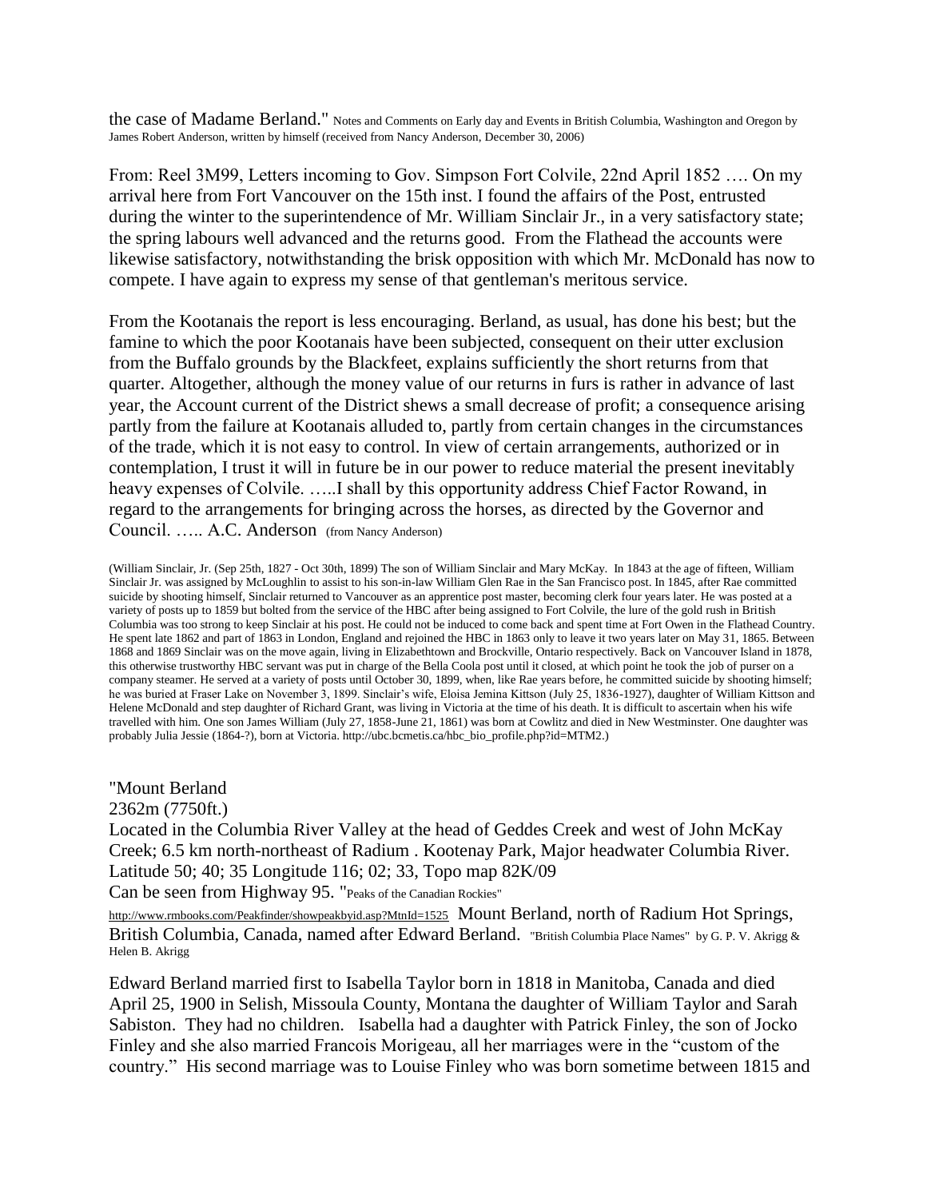the case of Madame Berland." Notes and Comments on Early day and Events in British Columbia, Washington and Oregon by James Robert Anderson, written by himself (received from Nancy Anderson, December 30, 2006)

From: Reel 3M99, Letters incoming to Gov. Simpson Fort Colvile, 22nd April 1852 …. On my arrival here from Fort Vancouver on the 15th inst. I found the affairs of the Post, entrusted during the winter to the superintendence of Mr. William Sinclair Jr., in a very satisfactory state; the spring labours well advanced and the returns good. From the Flathead the accounts were likewise satisfactory, notwithstanding the brisk opposition with which Mr. McDonald has now to compete. I have again to express my sense of that gentleman's meritous service.

From the Kootanais the report is less encouraging. Berland, as usual, has done his best; but the famine to which the poor Kootanais have been subjected, consequent on their utter exclusion from the Buffalo grounds by the Blackfeet, explains sufficiently the short returns from that quarter. Altogether, although the money value of our returns in furs is rather in advance of last year, the Account current of the District shews a small decrease of profit; a consequence arising partly from the failure at Kootanais alluded to, partly from certain changes in the circumstances of the trade, which it is not easy to control. In view of certain arrangements, authorized or in contemplation, I trust it will in future be in our power to reduce material the present inevitably heavy expenses of Colvile. …..I shall by this opportunity address Chief Factor Rowand, in regard to the arrangements for bringing across the horses, as directed by the Governor and Council. ….. A.C. Anderson (from Nancy Anderson)

(William Sinclair, Jr. (Sep 25th, 1827 - Oct 30th, 1899) The son of William Sinclair and Mary McKay. In 1843 at the age of fifteen, William Sinclair Jr. was assigned by McLoughlin to assist to his son-in-law William Glen Rae in the San Francisco post. In 1845, after Rae committed suicide by shooting himself, Sinclair returned to Vancouver as an apprentice post master, becoming clerk four years later. He was posted at a variety of posts up to 1859 but bolted from the service of the HBC after being assigned to Fort Colvile, the lure of the gold rush in British Columbia was too strong to keep Sinclair at his post. He could not be induced to come back and spent time at Fort Owen in the Flathead Country. He spent late 1862 and part of 1863 in London, England and rejoined the HBC in 1863 only to leave it two years later on May 31, 1865. Between 1868 and 1869 Sinclair was on the move again, living in Elizabethtown and Brockville, Ontario respectively. Back on Vancouver Island in 1878, this otherwise trustworthy HBC servant was put in charge of the Bella Coola post until it closed, at which point he took the job of purser on a company steamer. He served at a variety of posts until October 30, 1899, when, like Rae years before, he committed suicide by shooting himself; he was buried at Fraser Lake on November 3, 1899. Sinclair's wife, Eloisa Jemina Kittson (July 25, 1836-1927), daughter of William Kittson and Helene McDonald and step daughter of Richard Grant, was living in Victoria at the time of his death. It is difficult to ascertain when his wife travelled with him. One son James William (July 27, 1858-June 21, 1861) was born at Cowlitz and died in New Westminster. One daughter was probably Julia Jessie (1864-?), born at Victoria. http://ubc.bcmetis.ca/hbc_bio_profile.php?id=MTM2.)

"Mount Berland
2362m (7750ft.)
Located in the Columbia River Valley at the head of Geddes Creek and west of John McKay Creek; 6.5 km north-northeast of Radium . Kootenay Park, Major headwater Columbia River. Latitude 50; 40; 35 Longitude 116; 02; 33, Topo map 82K/09
Can be seen from Highway 95. "Peaks of the Canadian Rockies"
http://www.rmbooks.com/Peakfinder/showpeakbyid.asp?MtnId=1525 Mount Berland, north of Radium Hot Springs, British Columbia, Canada, named after Edward Berland. "British Columbia Place Names" by G. P. V. Akrigg & Helen B. Akrigg

Edward Berland married first to Isabella Taylor born in 1818 in Manitoba, Canada and died April 25, 1900 in Selish, Missoula County, Montana the daughter of William Taylor and Sarah Sabiston. They had no children. Isabella had a daughter with Patrick Finley, the son of Jocko Finley and she also married Francois Morigeau, all her marriages were in the "custom of the country." His second marriage was to Louise Finley who was born sometime between 1815 and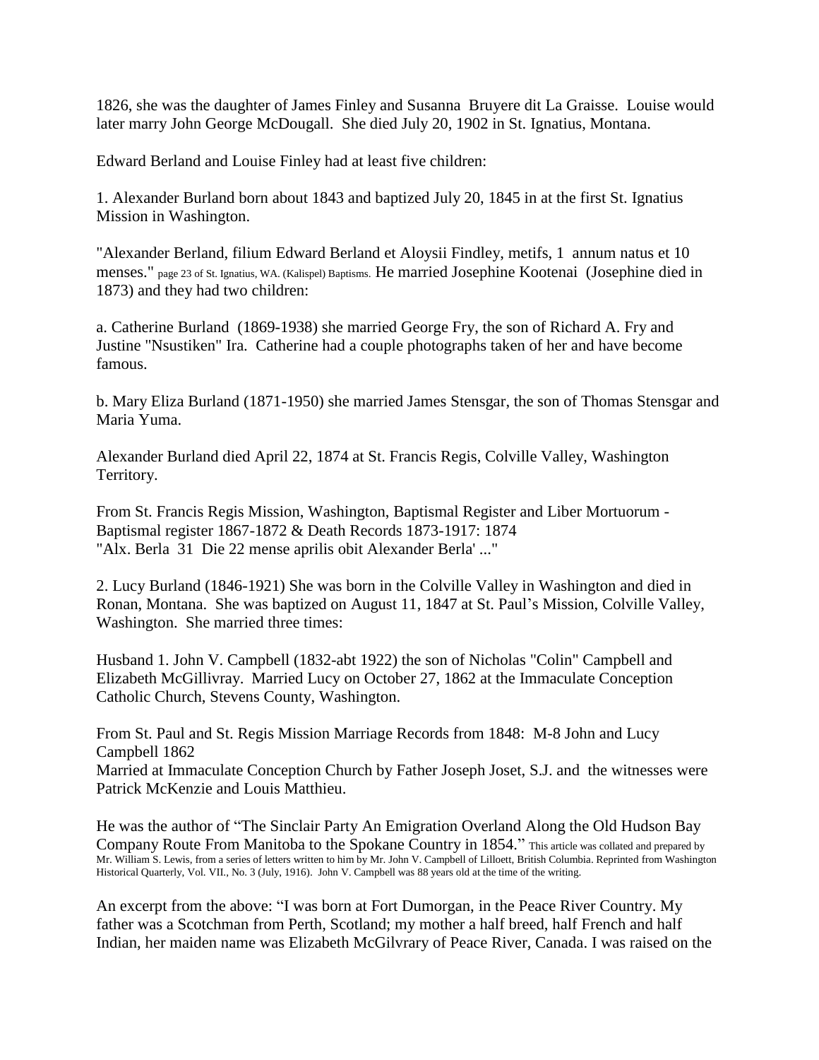1826, she was the daughter of James Finley and Susanna Bruyere dit La Graisse. Louise would later marry John George McDougall. She died July 20, 1902 in St. Ignatius, Montana.

Edward Berland and Louise Finley had at least five children:

1. Alexander Burland born about 1843 and baptized July 20, 1845 in at the first St. Ignatius Mission in Washington.

"Alexander Berland, filium Edward Berland et Aloysii Findley, metifs, 1 annum natus et 10 menses." page 23 of St. Ignatius, WA. (Kalispel) Baptisms. He married Josephine Kootenai (Josephine died in 1873) and they had two children:

a. Catherine Burland (1869-1938) she married George Fry, the son of Richard A. Fry and Justine "Nsustiken" Ira. Catherine had a couple photographs taken of her and have become famous.

b. Mary Eliza Burland (1871-1950) she married James Stensgar, the son of Thomas Stensgar and Maria Yuma.

Alexander Burland died April 22, 1874 at St. Francis Regis, Colville Valley, Washington Territory.

From St. Francis Regis Mission, Washington, Baptismal Register and Liber Mortuorum - Baptismal register 1867-1872 & Death Records 1873-1917: 1874
"Alx. Berla 31 Die 22 mense aprilis obit Alexander Berla' ..."

2. Lucy Burland (1846-1921) She was born in the Colville Valley in Washington and died in Ronan, Montana. She was baptized on August 11, 1847 at St. Paul's Mission, Colville Valley, Washington. She married three times:

Husband 1. John V. Campbell (1832-abt 1922) the son of Nicholas "Colin" Campbell and Elizabeth McGillivray. Married Lucy on October 27, 1862 at the Immaculate Conception Catholic Church, Stevens County, Washington.

From St. Paul and St. Regis Mission Marriage Records from 1848: M-8 John and Lucy Campbell 1862
Married at Immaculate Conception Church by Father Joseph Joset, S.J. and the witnesses were Patrick McKenzie and Louis Matthieu.

He was the author of "The Sinclair Party An Emigration Overland Along the Old Hudson Bay Company Route From Manitoba to the Spokane Country in 1854." This article was collated and prepared by Mr. William S. Lewis, from a series of letters written to him by Mr. John V. Campbell of Lilloett, British Columbia. Reprinted from Washington Historical Quarterly, Vol. VII., No. 3 (July, 1916). John V. Campbell was 88 years old at the time of the writing.

An excerpt from the above: "I was born at Fort Dumorgan, in the Peace River Country. My father was a Scotchman from Perth, Scotland; my mother a half breed, half French and half Indian, her maiden name was Elizabeth McGilvrary of Peace River, Canada. I was raised on the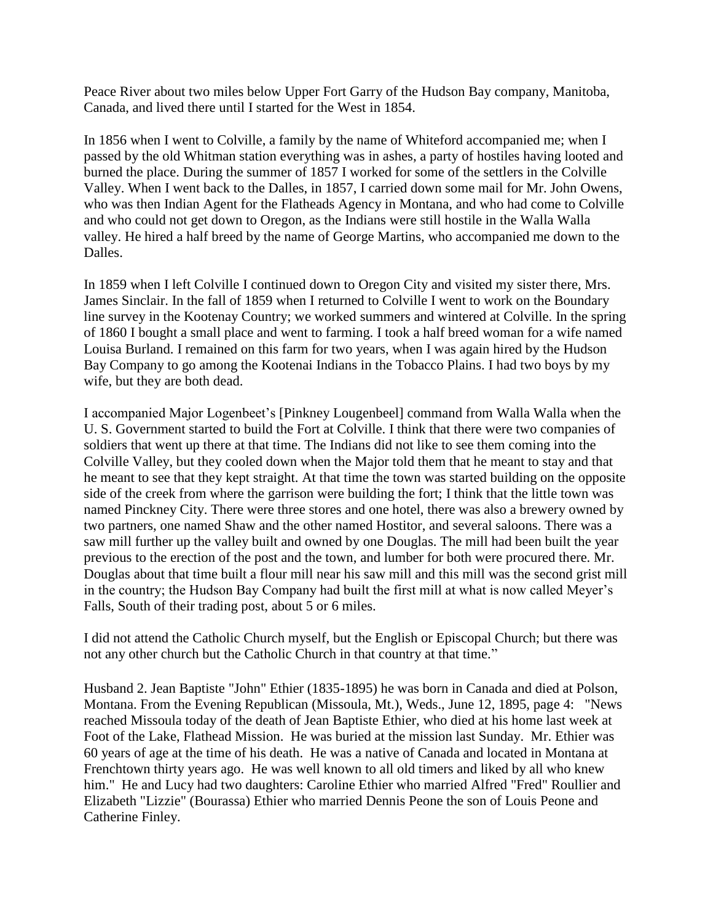Peace River about two miles below Upper Fort Garry of the Hudson Bay company, Manitoba, Canada, and lived there until I started for the West in 1854.

In 1856 when I went to Colville, a family by the name of Whiteford accompanied me; when I passed by the old Whitman station everything was in ashes, a party of hostiles having looted and burned the place. During the summer of 1857 I worked for some of the settlers in the Colville Valley. When I went back to the Dalles, in 1857, I carried down some mail for Mr. John Owens, who was then Indian Agent for the Flatheads Agency in Montana, and who had come to Colville and who could not get down to Oregon, as the Indians were still hostile in the Walla Walla valley. He hired a half breed by the name of George Martins, who accompanied me down to the Dalles.

In 1859 when I left Colville I continued down to Oregon City and visited my sister there, Mrs. James Sinclair. In the fall of 1859 when I returned to Colville I went to work on the Boundary line survey in the Kootenay Country; we worked summers and wintered at Colville. In the spring of 1860 I bought a small place and went to farming. I took a half breed woman for a wife named Louisa Burland. I remained on this farm for two years, when I was again hired by the Hudson Bay Company to go among the Kootenai Indians in the Tobacco Plains. I had two boys by my wife, but they are both dead.

I accompanied Major Logenbeet's [Pinkney Lougenbeel] command from Walla Walla when the U. S. Government started to build the Fort at Colville. I think that there were two companies of soldiers that went up there at that time. The Indians did not like to see them coming into the Colville Valley, but they cooled down when the Major told them that he meant to stay and that he meant to see that they kept straight. At that time the town was started building on the opposite side of the creek from where the garrison were building the fort; I think that the little town was named Pinckney City. There were three stores and one hotel, there was also a brewery owned by two partners, one named Shaw and the other named Hostitor, and several saloons. There was a saw mill further up the valley built and owned by one Douglas. The mill had been built the year previous to the erection of the post and the town, and lumber for both were procured there. Mr. Douglas about that time built a flour mill near his saw mill and this mill was the second grist mill in the country; the Hudson Bay Company had built the first mill at what is now called Meyer's Falls, South of their trading post, about 5 or 6 miles.

I did not attend the Catholic Church myself, but the English or Episcopal Church; but there was not any other church but the Catholic Church in that country at that time."

Husband 2. Jean Baptiste "John" Ethier (1835-1895) he was born in Canada and died at Polson, Montana. From the Evening Republican (Missoula, Mt.), Weds., June 12, 1895, page 4: "News reached Missoula today of the death of Jean Baptiste Ethier, who died at his home last week at Foot of the Lake, Flathead Mission. He was buried at the mission last Sunday. Mr. Ethier was 60 years of age at the time of his death. He was a native of Canada and located in Montana at Frenchtown thirty years ago. He was well known to all old timers and liked by all who knew him." He and Lucy had two daughters: Caroline Ethier who married Alfred "Fred" Roullier and Elizabeth "Lizzie" (Bourassa) Ethier who married Dennis Peone the son of Louis Peone and Catherine Finley.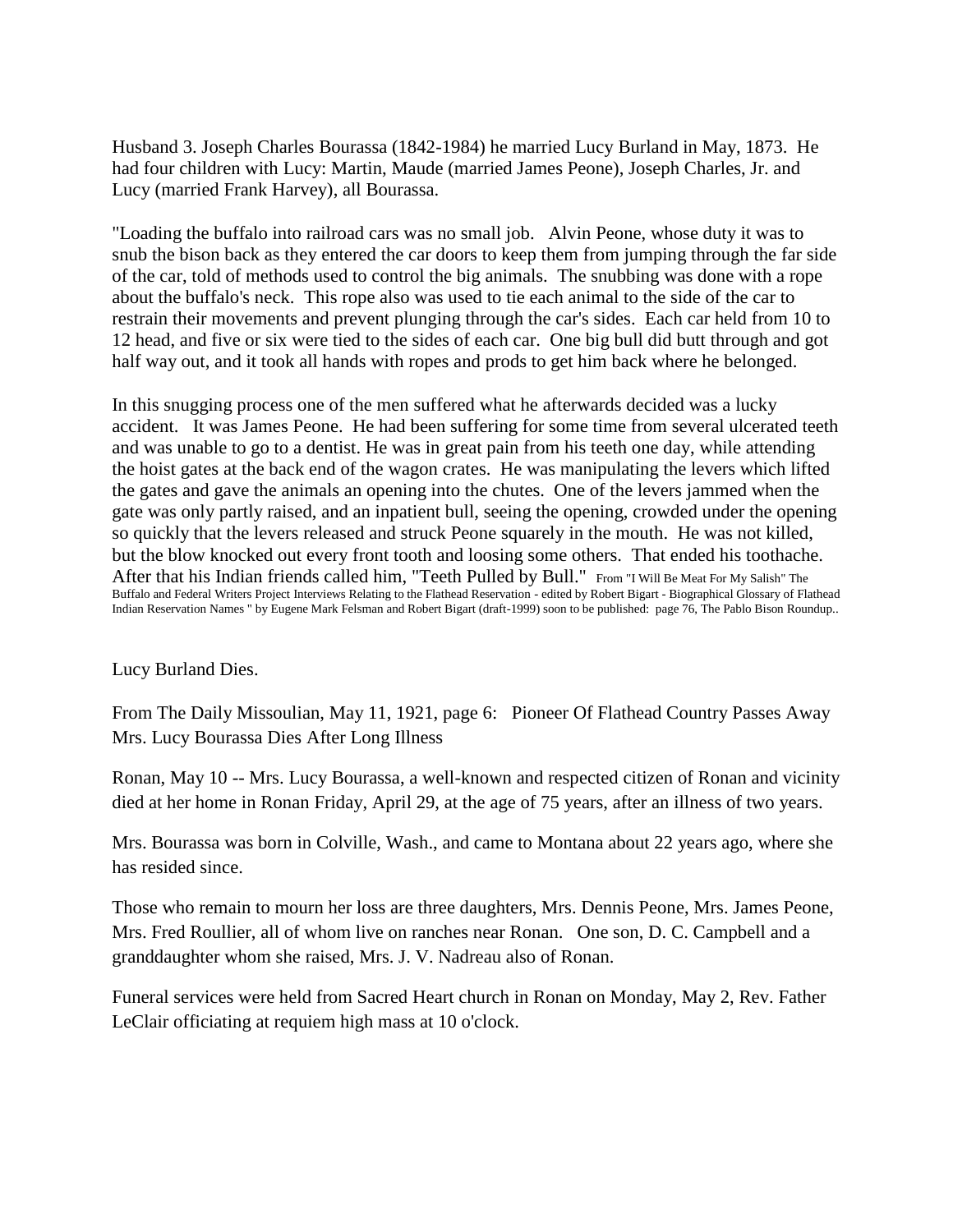Husband 3. Joseph Charles Bourassa (1842-1984) he married Lucy Burland in May, 1873. He had four children with Lucy: Martin, Maude (married James Peone), Joseph Charles, Jr. and Lucy (married Frank Harvey), all Bourassa.

"Loading the buffalo into railroad cars was no small job. Alvin Peone, whose duty it was to snub the bison back as they entered the car doors to keep them from jumping through the far side of the car, told of methods used to control the big animals. The snubbing was done with a rope about the buffalo's neck. This rope also was used to tie each animal to the side of the car to restrain their movements and prevent plunging through the car's sides. Each car held from 10 to 12 head, and five or six were tied to the sides of each car. One big bull did butt through and got half way out, and it took all hands with ropes and prods to get him back where he belonged.

In this snugging process one of the men suffered what he afterwards decided was a lucky accident. It was James Peone. He had been suffering for some time from several ulcerated teeth and was unable to go to a dentist. He was in great pain from his teeth one day, while attending the hoist gates at the back end of the wagon crates. He was manipulating the levers which lifted the gates and gave the animals an opening into the chutes. One of the levers jammed when the gate was only partly raised, and an inpatient bull, seeing the opening, crowded under the opening so quickly that the levers released and struck Peone squarely in the mouth. He was not killed, but the blow knocked out every front tooth and loosing some others. That ended his toothache. After that his Indian friends called him, "Teeth Pulled by Bull." From "I Will Be Meat For My Salish" The Buffalo and Federal Writers Project Interviews Relating to the Flathead Reservation - edited by Robert Bigart - Biographical Glossary of Flathead Indian Reservation Names " by Eugene Mark Felsman and Robert Bigart (draft-1999) soon to be published: page 76, The Pablo Bison Roundup..

Lucy Burland Dies.

From The Daily Missoulian, May 11, 1921, page 6: Pioneer Of Flathead Country Passes Away Mrs. Lucy Bourassa Dies After Long Illness

Ronan, May 10 -- Mrs. Lucy Bourassa, a well-known and respected citizen of Ronan and vicinity died at her home in Ronan Friday, April 29, at the age of 75 years, after an illness of two years.

Mrs. Bourassa was born in Colville, Wash., and came to Montana about 22 years ago, where she has resided since.

Those who remain to mourn her loss are three daughters, Mrs. Dennis Peone, Mrs. James Peone, Mrs. Fred Roullier, all of whom live on ranches near Ronan. One son, D. C. Campbell and a granddaughter whom she raised, Mrs. J. V. Nadreau also of Ronan.

Funeral services were held from Sacred Heart church in Ronan on Monday, May 2, Rev. Father LeClair officiating at requiem high mass at 10 o'clock.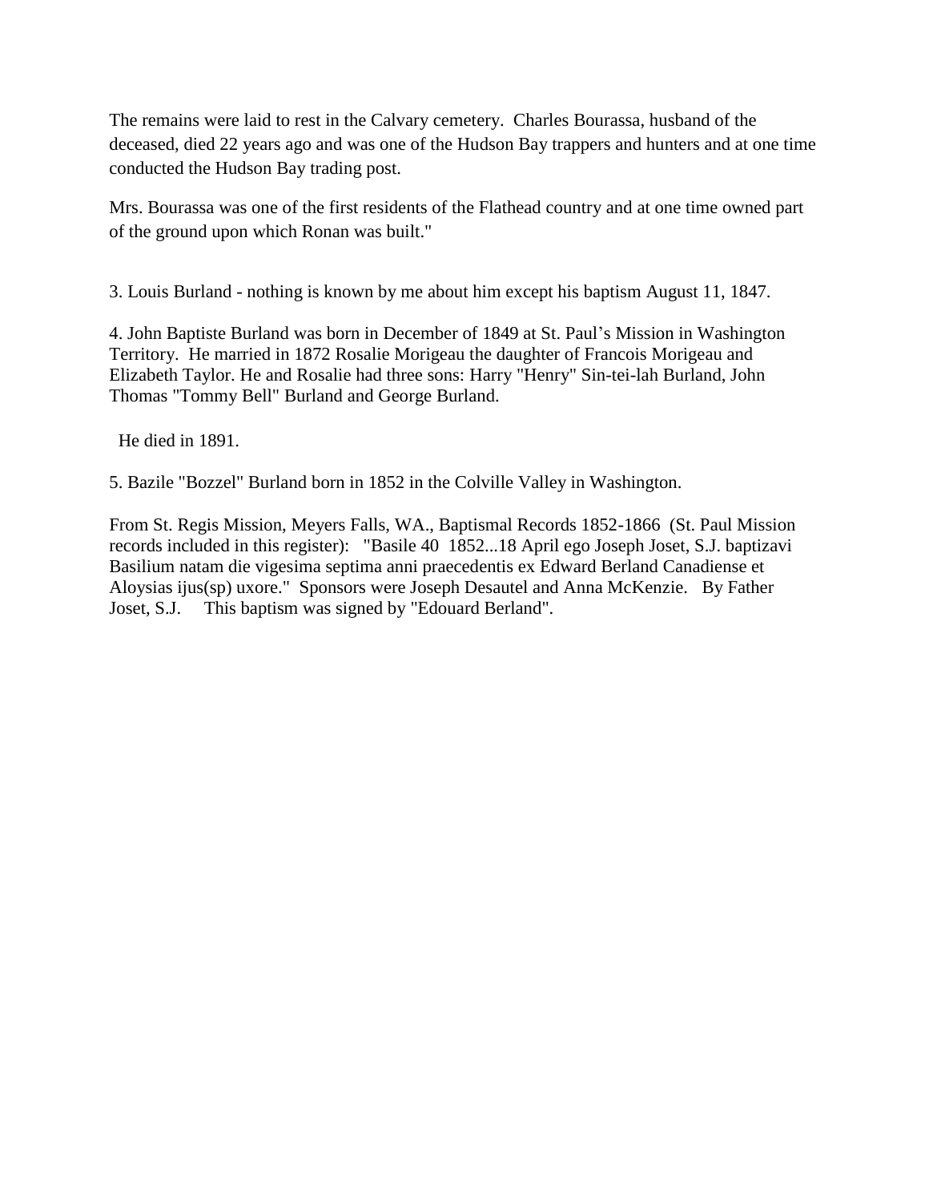The remains were laid to rest in the Calvary cemetery. Charles Bourassa, husband of the deceased, died 22 years ago and was one of the Hudson Bay trappers and hunters and at one time conducted the Hudson Bay trading post.

Mrs. Bourassa was one of the first residents of the Flathead country and at one time owned part of the ground upon which Ronan was built."

3. Louis Burland - nothing is known by me about him except his baptism August 11, 1847.

4. John Baptiste Burland was born in December of 1849 at St. Paul's Mission in Washington Territory. He married in 1872 Rosalie Morigeau the daughter of Francois Morigeau and Elizabeth Taylor. He and Rosalie had three sons: Harry "Henry" Sin-tei-lah Burland, John Thomas "Tommy Bell" Burland and George Burland.

He died in 1891.

5. Bazile "Bozzel" Burland born in 1852 in the Colville Valley in Washington.

From St. Regis Mission, Meyers Falls, WA., Baptismal Records 1852-1866 (St. Paul Mission records included in this register): "Basile 40 1852...18 April ego Joseph Joset, S.J. baptizavi Basilium natam die vigesima septima anni praecedentis ex Edward Berland Canadiense et Aloysias ijus(sp) uxore." Sponsors were Joseph Desautel and Anna McKenzie. By Father Joset, S.J. This baptism was signed by "Edouard Berland".